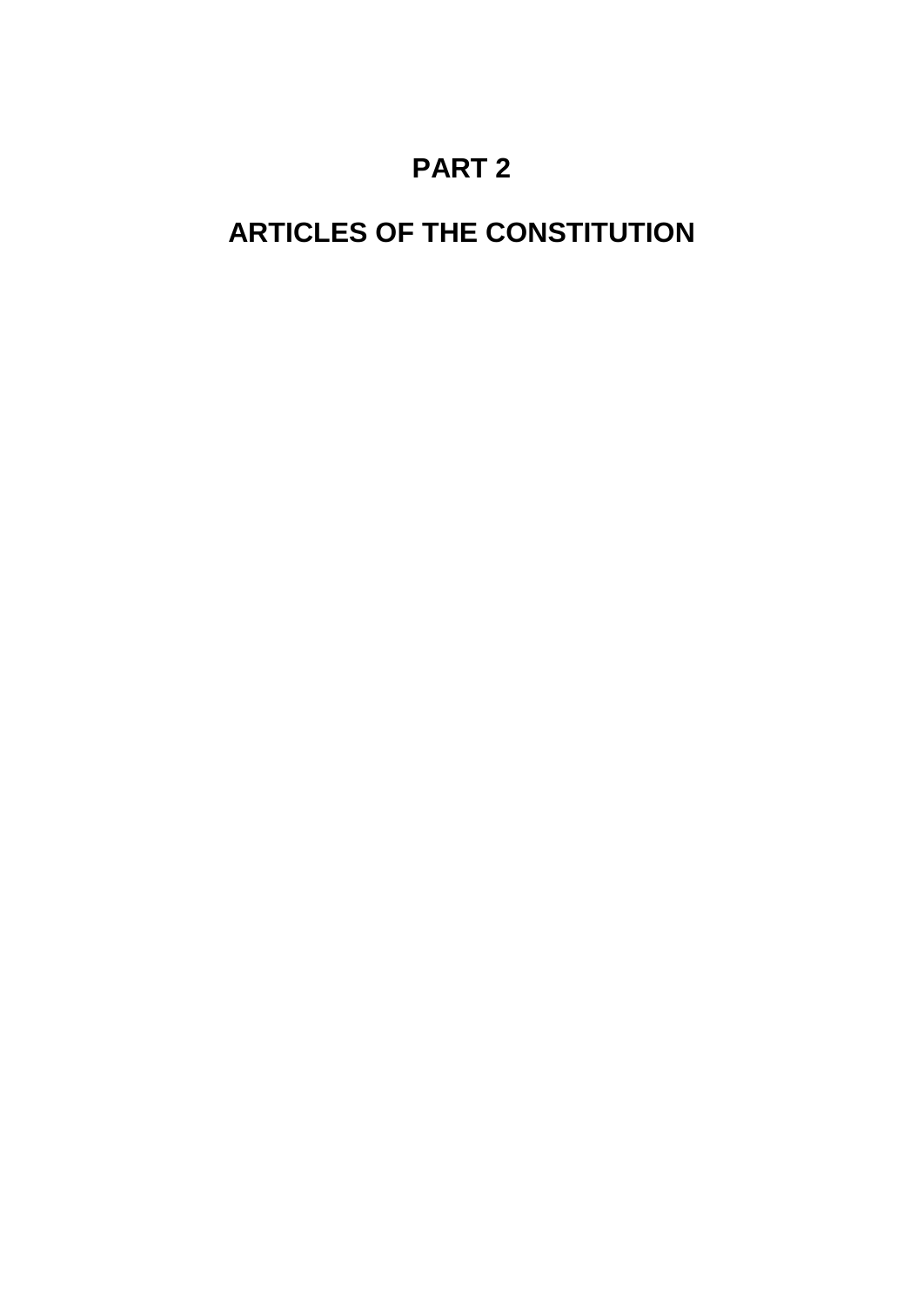# PART 2

# ARTICLES OF THE CONSTITUTION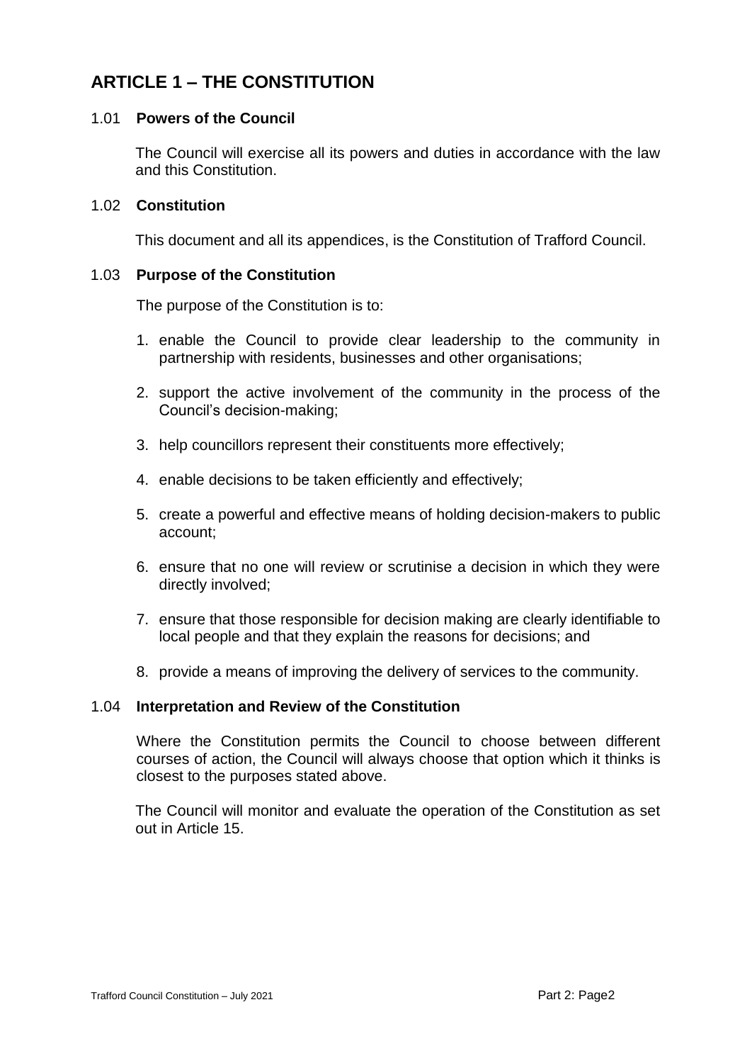# ARTICLE 1 – THE CONSTITUTION

### 1.01 **Powers of the Council**

The Council will exercise all its powers and duties in accordance with the law and this Constitution.

### 1.02 **Constitution**

This document and all its appendices, is the Constitution of Trafford Council.

### 1.03 **Purpose of the Constitution**

The purpose of the Constitution is to:

1. enable the Council to provide clear leadership to the community in partnership with residents, businesses and other organisations;
2. support the active involvement of the community in the process of the Council's decision-making;
3. help councillors represent their constituents more effectively;
4. enable decisions to be taken efficiently and effectively;
5. create a powerful and effective means of holding decision-makers to public account;
6. ensure that no one will review or scrutinise a decision in which they were directly involved;
7. ensure that those responsible for decision making are clearly identifiable to local people and that they explain the reasons for decisions; and
8. provide a means of improving the delivery of services to the community.

### 1.04 **Interpretation and Review of the Constitution**

Where the Constitution permits the Council to choose between different courses of action, the Council will always choose that option which it thinks is closest to the purposes stated above.

The Council will monitor and evaluate the operation of the Constitution as set out in Article 15.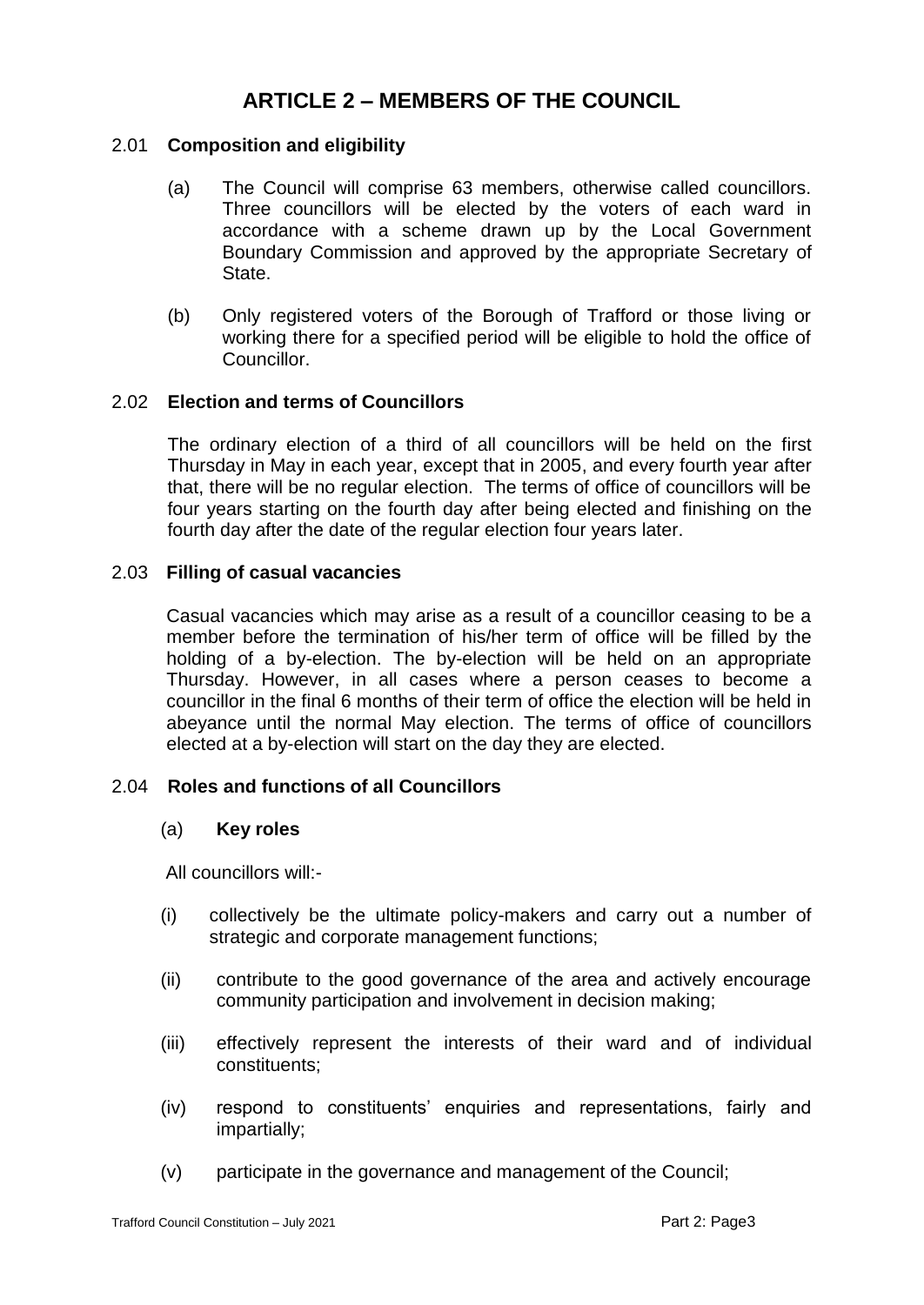# ARTICLE 2 – MEMBERS OF THE COUNCIL

## 2.01 Composition and eligibility

(a) The Council will comprise 63 members, otherwise called councillors. Three councillors will be elected by the voters of each ward in accordance with a scheme drawn up by the Local Government Boundary Commission and approved by the appropriate Secretary of State.

(b) Only registered voters of the Borough of Trafford or those living or working there for a specified period will be eligible to hold the office of Councillor.

## 2.02 Election and terms of Councillors

The ordinary election of a third of all councillors will be held on the first Thursday in May in each year, except that in 2005, and every fourth year after that, there will be no regular election. The terms of office of councillors will be four years starting on the fourth day after being elected and finishing on the fourth day after the date of the regular election four years later.

## 2.03 Filling of casual vacancies

Casual vacancies which may arise as a result of a councillor ceasing to be a member before the termination of his/her term of office will be filled by the holding of a by-election. The by-election will be held on an appropriate Thursday. However, in all cases where a person ceases to become a councillor in the final 6 months of their term of office the election will be held in abeyance until the normal May election. The terms of office of councillors elected at a by-election will start on the day they are elected.

## 2.04 Roles and functions of all Councillors

### (a) Key roles

All councillors will:-

(i) collectively be the ultimate policy-makers and carry out a number of strategic and corporate management functions;

(ii) contribute to the good governance of the area and actively encourage community participation and involvement in decision making;

(iii) effectively represent the interests of their ward and of individual constituents;

(iv) respond to constituents' enquiries and representations, fairly and impartially;

(v) participate in the governance and management of the Council;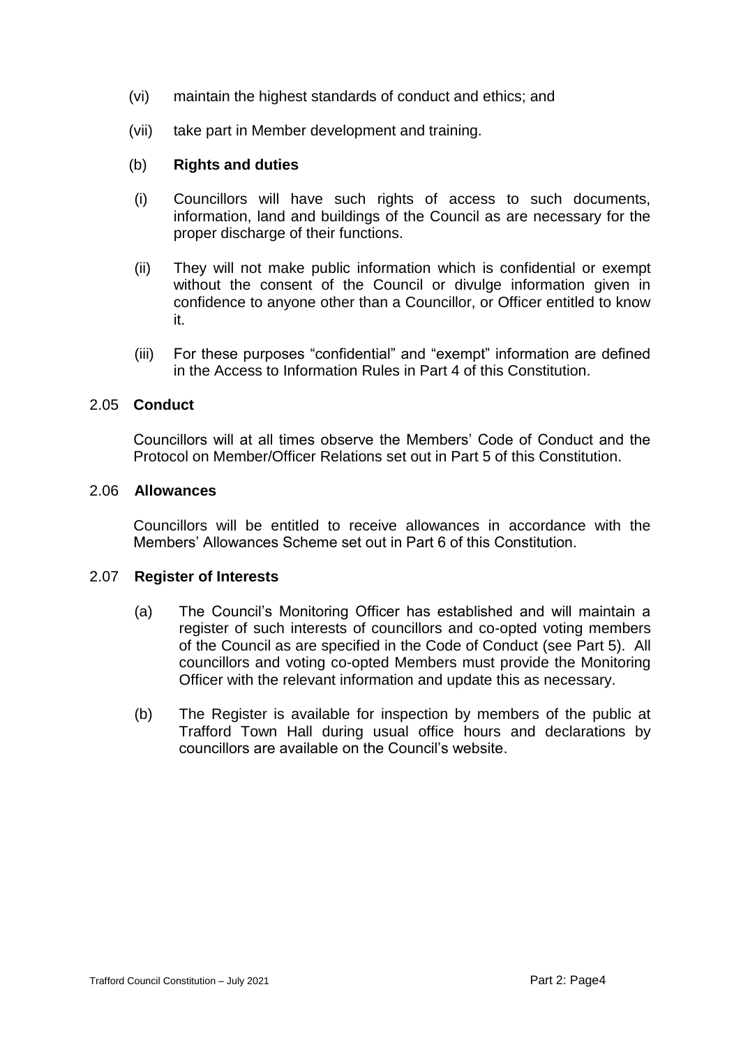(vi) maintain the highest standards of conduct and ethics; and

(vii) take part in Member development and training.

(b) **Rights and duties**

(i) Councillors will have such rights of access to such documents, information, land and buildings of the Council as are necessary for the proper discharge of their functions.

(ii) They will not make public information which is confidential or exempt without the consent of the Council or divulge information given in confidence to anyone other than a Councillor, or Officer entitled to know it.

(iii) For these purposes "confidential" and "exempt" information are defined in the Access to Information Rules in Part 4 of this Constitution.

## 2.05 **Conduct**

Councillors will at all times observe the Members' Code of Conduct and the Protocol on Member/Officer Relations set out in Part 5 of this Constitution.

## 2.06 **Allowances**

Councillors will be entitled to receive allowances in accordance with the Members' Allowances Scheme set out in Part 6 of this Constitution.

## 2.07 **Register of Interests**

(a) The Council's Monitoring Officer has established and will maintain a register of such interests of councillors and co-opted voting members of the Council as are specified in the Code of Conduct (see Part 5). All councillors and voting co-opted Members must provide the Monitoring Officer with the relevant information and update this as necessary.

(b) The Register is available for inspection by members of the public at Trafford Town Hall during usual office hours and declarations by councillors are available on the Council's website.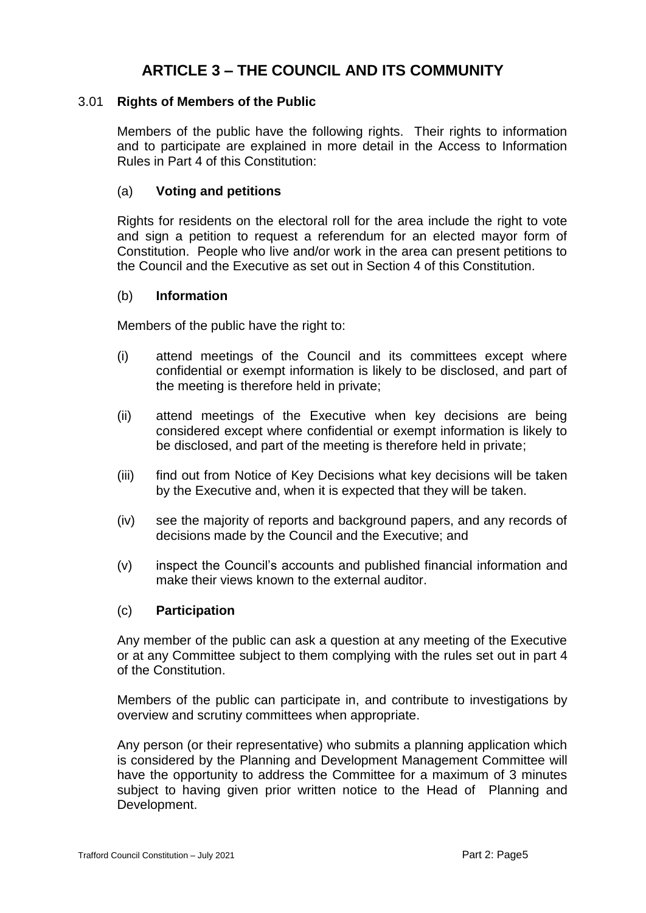# ARTICLE 3 – THE COUNCIL AND ITS COMMUNITY

## 3.01 Rights of Members of the Public

Members of the public have the following rights. Their rights to information and to participate are explained in more detail in the Access to Information Rules in Part 4 of this Constitution:

### (a) Voting and petitions

Rights for residents on the electoral roll for the area include the right to vote and sign a petition to request a referendum for an elected mayor form of Constitution. People who live and/or work in the area can present petitions to the Council and the Executive as set out in Section 4 of this Constitution.

### (b) Information

Members of the public have the right to:

(i) attend meetings of the Council and its committees except where confidential or exempt information is likely to be disclosed, and part of the meeting is therefore held in private;

(ii) attend meetings of the Executive when key decisions are being considered except where confidential or exempt information is likely to be disclosed, and part of the meeting is therefore held in private;

(iii) find out from Notice of Key Decisions what key decisions will be taken by the Executive and, when it is expected that they will be taken.

(iv) see the majority of reports and background papers, and any records of decisions made by the Council and the Executive; and

(v) inspect the Council's accounts and published financial information and make their views known to the external auditor.

### (c) Participation

Any member of the public can ask a question at any meeting of the Executive or at any Committee subject to them complying with the rules set out in part 4 of the Constitution.

Members of the public can participate in, and contribute to investigations by overview and scrutiny committees when appropriate.

Any person (or their representative) who submits a planning application which is considered by the Planning and Development Management Committee will have the opportunity to address the Committee for a maximum of 3 minutes subject to having given prior written notice to the Head of Planning and Development.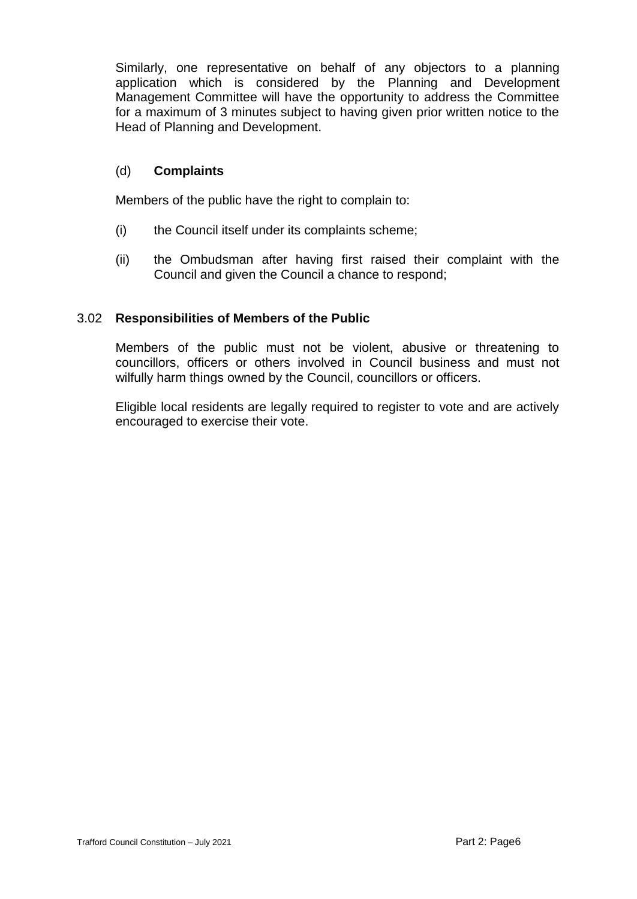Similarly, one representative on behalf of any objectors to a planning application which is considered by the Planning and Development Management Committee will have the opportunity to address the Committee for a maximum of 3 minutes subject to having given prior written notice to the Head of Planning and Development.

(d) **Complaints**

Members of the public have the right to complain to:

(i) the Council itself under its complaints scheme;

(ii) the Ombudsman after having first raised their complaint with the Council and given the Council a chance to respond;

3.02 **Responsibilities of Members of the Public**

Members of the public must not be violent, abusive or threatening to councillors, officers or others involved in Council business and must not wilfully harm things owned by the Council, councillors or officers.

Eligible local residents are legally required to register to vote and are actively encouraged to exercise their vote.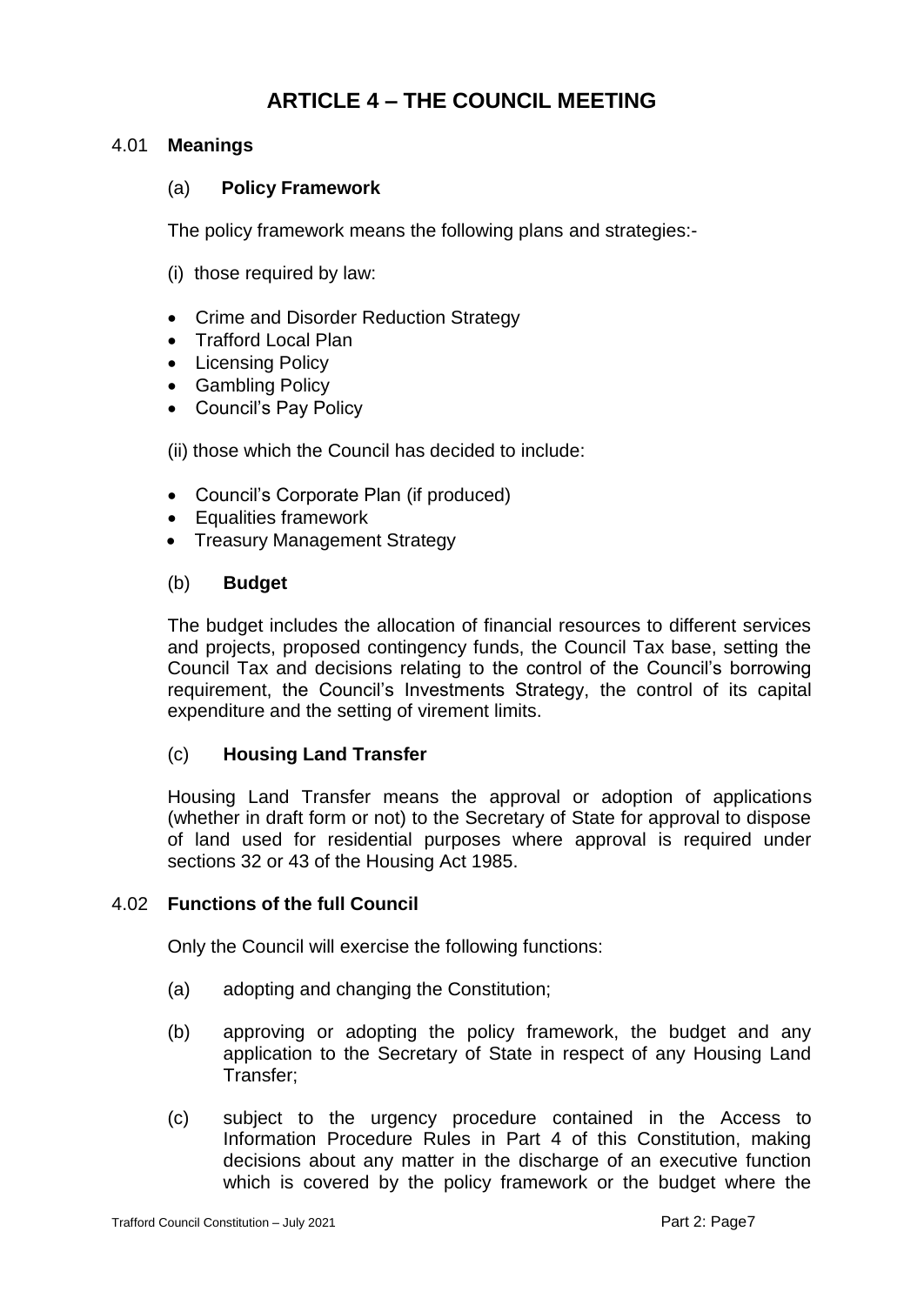# ARTICLE 4 – THE COUNCIL MEETING

## 4.01 Meanings

### (a) Policy Framework

The policy framework means the following plans and strategies:-

(i) those required by law:

- Crime and Disorder Reduction Strategy
- Trafford Local Plan
- Licensing Policy
- Gambling Policy
- Council's Pay Policy

(ii) those which the Council has decided to include:

- Council's Corporate Plan (if produced)
- Equalities framework
- Treasury Management Strategy

### (b) Budget

The budget includes the allocation of financial resources to different services and projects, proposed contingency funds, the Council Tax base, setting the Council Tax and decisions relating to the control of the Council's borrowing requirement, the Council's Investments Strategy, the control of its capital expenditure and the setting of virement limits.

### (c) Housing Land Transfer

Housing Land Transfer means the approval or adoption of applications (whether in draft form or not) to the Secretary of State for approval to dispose of land used for residential purposes where approval is required under sections 32 or 43 of the Housing Act 1985.

## 4.02 Functions of the full Council

Only the Council will exercise the following functions:

(a) adopting and changing the Constitution;

(b) approving or adopting the policy framework, the budget and any application to the Secretary of State in respect of any Housing Land Transfer;

(c) subject to the urgency procedure contained in the Access to Information Procedure Rules in Part 4 of this Constitution, making decisions about any matter in the discharge of an executive function which is covered by the policy framework or the budget where the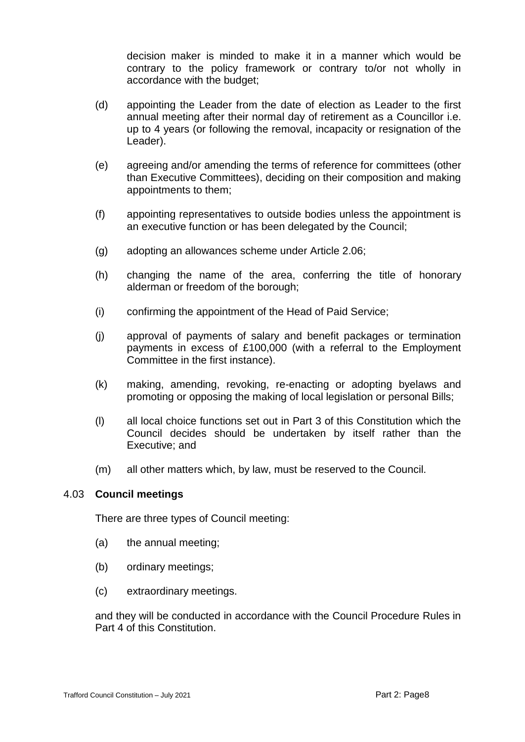decision maker is minded to make it in a manner which would be contrary to the policy framework or contrary to/or not wholly in accordance with the budget;

(d) appointing the Leader from the date of election as Leader to the first annual meeting after their normal day of retirement as a Councillor i.e. up to 4 years (or following the removal, incapacity or resignation of the Leader).

(e) agreeing and/or amending the terms of reference for committees (other than Executive Committees), deciding on their composition and making appointments to them;

(f) appointing representatives to outside bodies unless the appointment is an executive function or has been delegated by the Council;

(g) adopting an allowances scheme under Article 2.06;

(h) changing the name of the area, conferring the title of honorary alderman or freedom of the borough;

(i) confirming the appointment of the Head of Paid Service;

(j) approval of payments of salary and benefit packages or termination payments in excess of £100,000 (with a referral to the Employment Committee in the first instance).

(k) making, amending, revoking, re-enacting or adopting byelaws and promoting or opposing the making of local legislation or personal Bills;

(l) all local choice functions set out in Part 3 of this Constitution which the Council decides should be undertaken by itself rather than the Executive; and

(m) all other matters which, by law, must be reserved to the Council.

### 4.03 **Council meetings**

There are three types of Council meeting:

(a) the annual meeting;

(b) ordinary meetings;

(c) extraordinary meetings.

and they will be conducted in accordance with the Council Procedure Rules in Part 4 of this Constitution.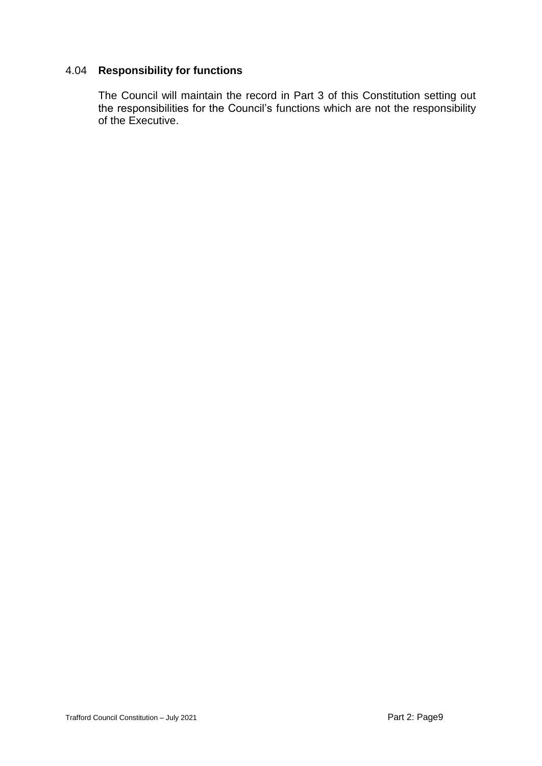### 4.04 **Responsibility for functions**

The Council will maintain the record in Part 3 of this Constitution setting out the responsibilities for the Council's functions which are not the responsibility of the Executive.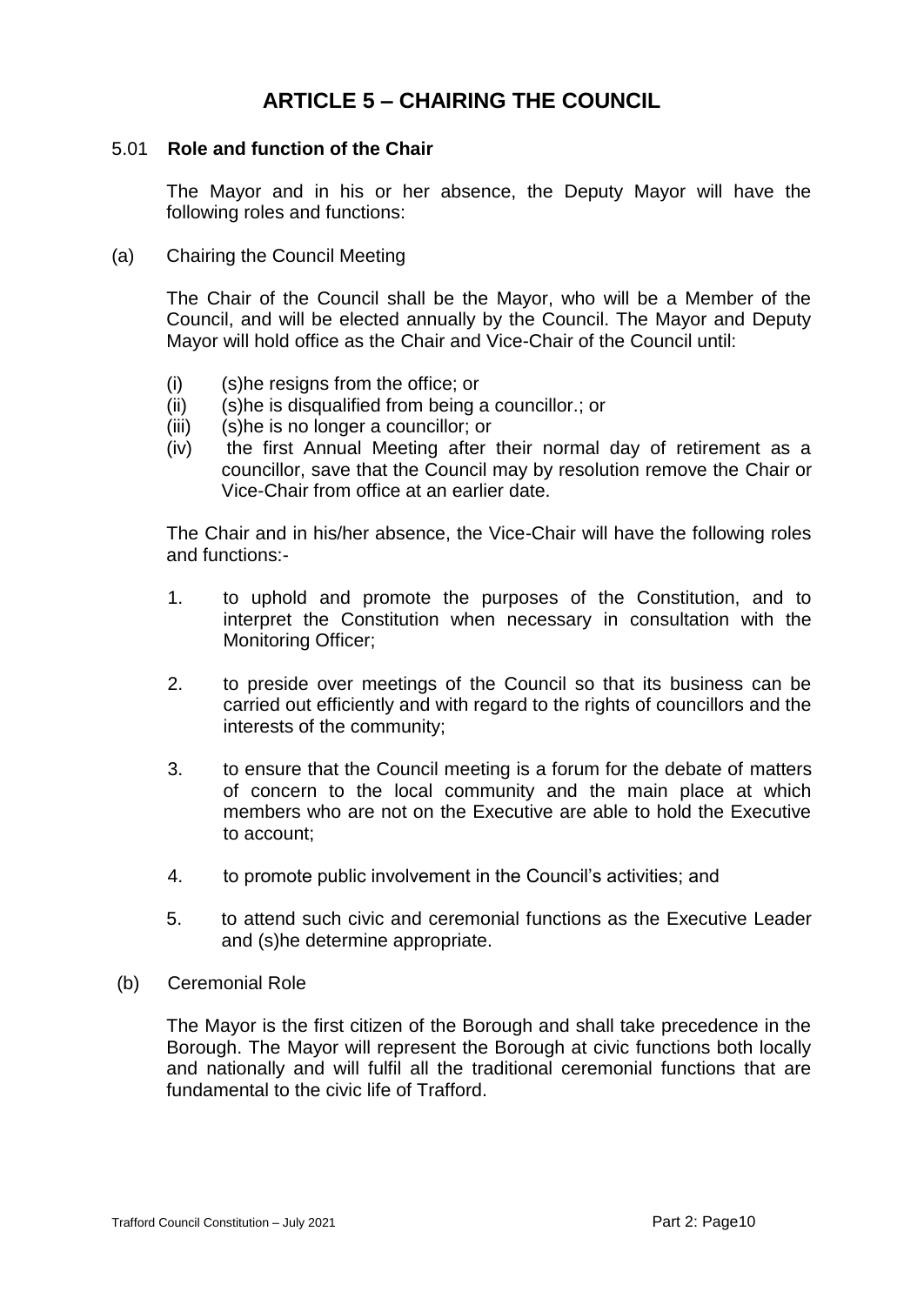# ARTICLE 5 – CHAIRING THE COUNCIL

## 5.01 **Role and function of the Chair**

The Mayor and in his or her absence, the Deputy Mayor will have the following roles and functions:

(a) Chairing the Council Meeting

The Chair of the Council shall be the Mayor, who will be a Member of the Council, and will be elected annually by the Council. The Mayor and Deputy Mayor will hold office as the Chair and Vice-Chair of the Council until:

(i) (s)he resigns from the office; or
(ii) (s)he is disqualified from being a councillor.; or
(iii) (s)he is no longer a councillor; or
(iv) the first Annual Meeting after their normal day of retirement as a councillor, save that the Council may by resolution remove the Chair or Vice-Chair from office at an earlier date.

The Chair and in his/her absence, the Vice-Chair will have the following roles and functions:-

1. to uphold and promote the purposes of the Constitution, and to interpret the Constitution when necessary in consultation with the Monitoring Officer;

2. to preside over meetings of the Council so that its business can be carried out efficiently and with regard to the rights of councillors and the interests of the community;

3. to ensure that the Council meeting is a forum for the debate of matters of concern to the local community and the main place at which members who are not on the Executive are able to hold the Executive to account;

4. to promote public involvement in the Council's activities; and

5. to attend such civic and ceremonial functions as the Executive Leader and (s)he determine appropriate.

(b) Ceremonial Role

The Mayor is the first citizen of the Borough and shall take precedence in the Borough. The Mayor will represent the Borough at civic functions both locally and nationally and will fulfil all the traditional ceremonial functions that are fundamental to the civic life of Trafford.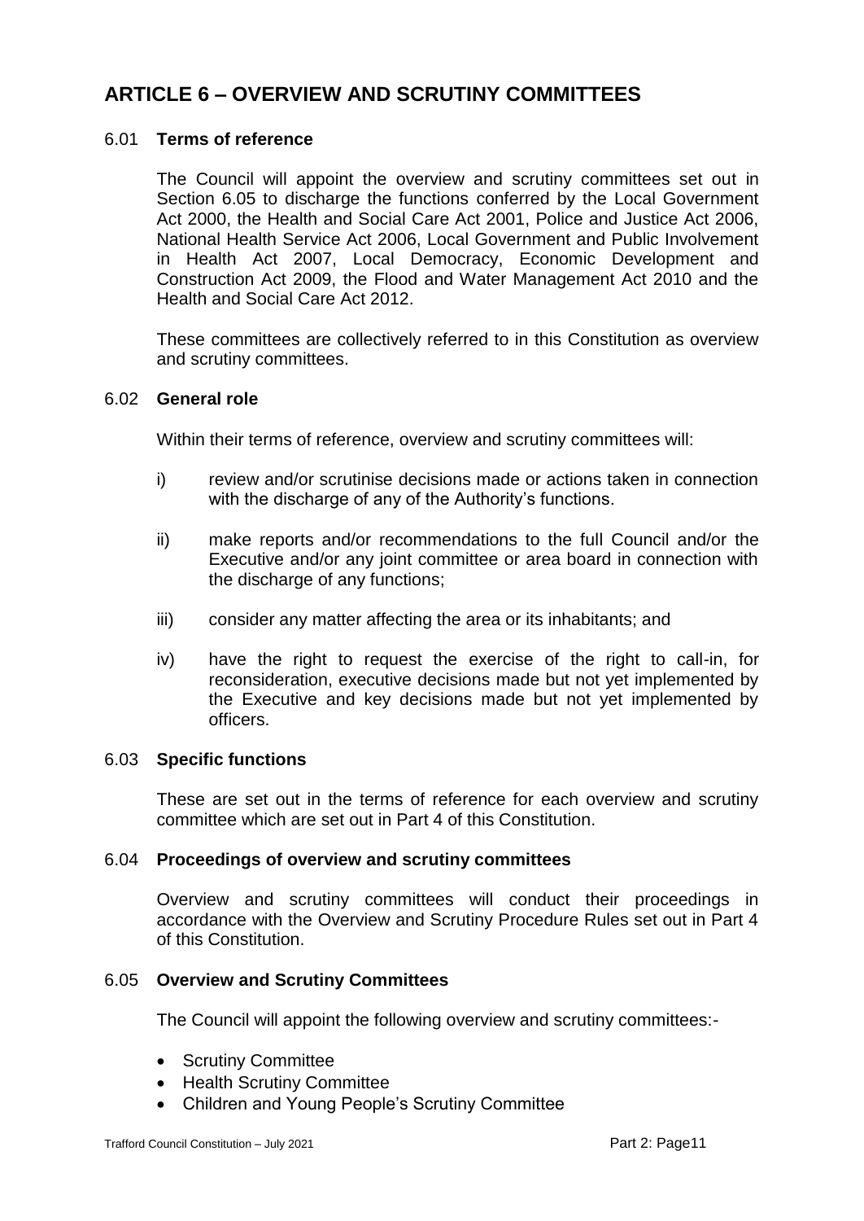## ARTICLE 6 – OVERVIEW AND SCRUTINY COMMITTEES

### 6.01 **Terms of reference**

The Council will appoint the overview and scrutiny committees set out in Section 6.05 to discharge the functions conferred by the Local Government Act 2000, the Health and Social Care Act 2001, Police and Justice Act 2006, National Health Service Act 2006, Local Government and Public Involvement in Health Act 2007, Local Democracy, Economic Development and Construction Act 2009, the Flood and Water Management Act 2010 and the Health and Social Care Act 2012.

These committees are collectively referred to in this Constitution as overview and scrutiny committees.

### 6.02 **General role**

Within their terms of reference, overview and scrutiny committees will:

i) review and/or scrutinise decisions made or actions taken in connection with the discharge of any of the Authority's functions.

ii) make reports and/or recommendations to the full Council and/or the Executive and/or any joint committee or area board in connection with the discharge of any functions;

iii) consider any matter affecting the area or its inhabitants; and

iv) have the right to request the exercise of the right to call-in, for reconsideration, executive decisions made but not yet implemented by the Executive and key decisions made but not yet implemented by officers.

### 6.03 **Specific functions**

These are set out in the terms of reference for each overview and scrutiny committee which are set out in Part 4 of this Constitution.

### 6.04 **Proceedings of overview and scrutiny committees**

Overview and scrutiny committees will conduct their proceedings in accordance with the Overview and Scrutiny Procedure Rules set out in Part 4 of this Constitution.

### 6.05 **Overview and Scrutiny Committees**

The Council will appoint the following overview and scrutiny committees:-

- Scrutiny Committee
- Health Scrutiny Committee
- Children and Young People's Scrutiny Committee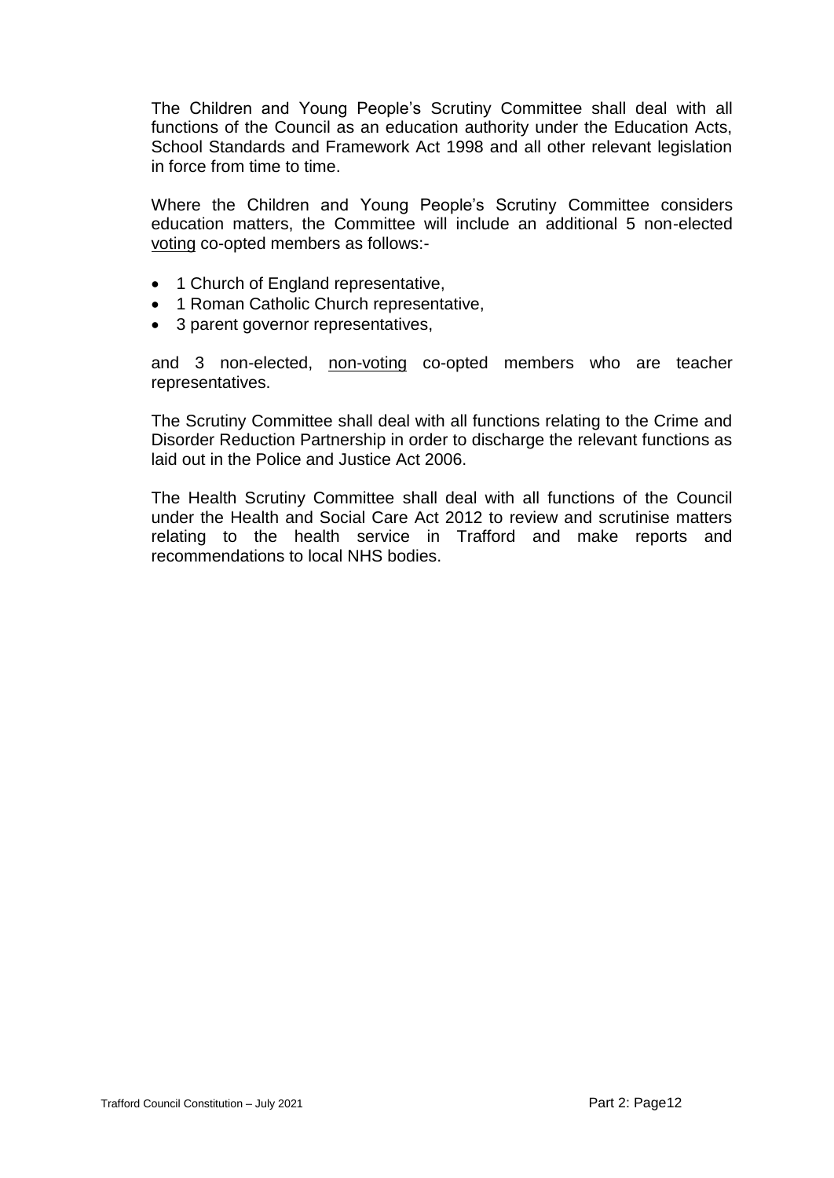The Children and Young People's Scrutiny Committee shall deal with all functions of the Council as an education authority under the Education Acts, School Standards and Framework Act 1998 and all other relevant legislation in force from time to time.

Where the Children and Young People's Scrutiny Committee considers education matters, the Committee will include an additional 5 non-elected voting co-opted members as follows:-

- 1 Church of England representative,
- 1 Roman Catholic Church representative,
- 3 parent governor representatives,

and 3 non-elected, non-voting co-opted members who are teacher representatives.

The Scrutiny Committee shall deal with all functions relating to the Crime and Disorder Reduction Partnership in order to discharge the relevant functions as laid out in the Police and Justice Act 2006.

The Health Scrutiny Committee shall deal with all functions of the Council under the Health and Social Care Act 2012 to review and scrutinise matters relating to the health service in Trafford and make reports and recommendations to local NHS bodies.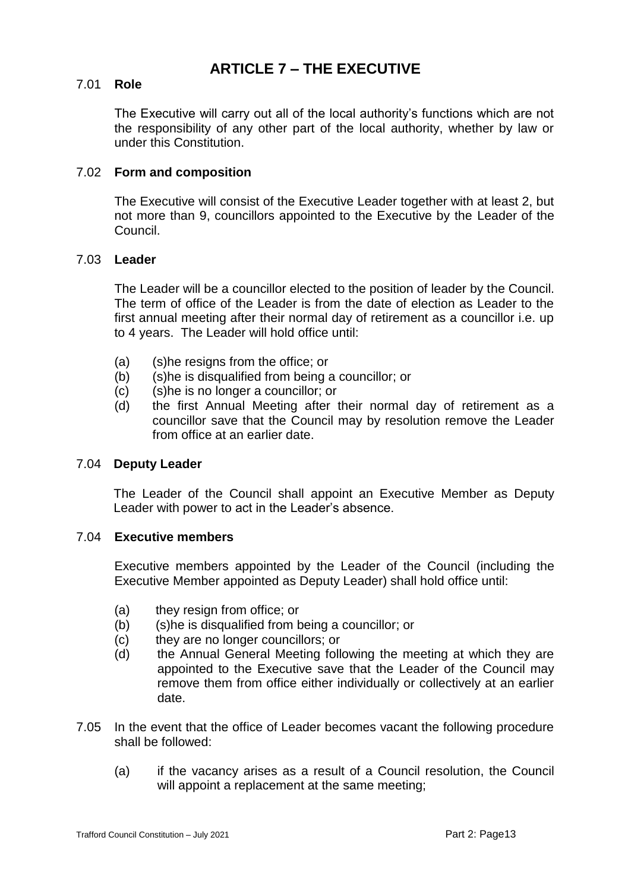# ARTICLE 7 – THE EXECUTIVE

## 7.01 Role

The Executive will carry out all of the local authority's functions which are not the responsibility of any other part of the local authority, whether by law or under this Constitution.

## 7.02 Form and composition

The Executive will consist of the Executive Leader together with at least 2, but not more than 9, councillors appointed to the Executive by the Leader of the Council.

## 7.03 Leader

The Leader will be a councillor elected to the position of leader by the Council. The term of office of the Leader is from the date of election as Leader to the first annual meeting after their normal day of retirement as a councillor i.e. up to 4 years. The Leader will hold office until:

(a) (s)he resigns from the office; or
(b) (s)he is disqualified from being a councillor; or
(c) (s)he is no longer a councillor; or
(d) the first Annual Meeting after their normal day of retirement as a councillor save that the Council may by resolution remove the Leader from office at an earlier date.

## 7.04 Deputy Leader

The Leader of the Council shall appoint an Executive Member as Deputy Leader with power to act in the Leader's absence.

## 7.04 Executive members

Executive members appointed by the Leader of the Council (including the Executive Member appointed as Deputy Leader) shall hold office until:

(a) they resign from office; or
(b) (s)he is disqualified from being a councillor; or
(c) they are no longer councillors; or
(d) the Annual General Meeting following the meeting at which they are appointed to the Executive save that the Leader of the Council may remove them from office either individually or collectively at an earlier date.

7.05 In the event that the office of Leader becomes vacant the following procedure shall be followed:

(a) if the vacancy arises as a result of a Council resolution, the Council will appoint a replacement at the same meeting;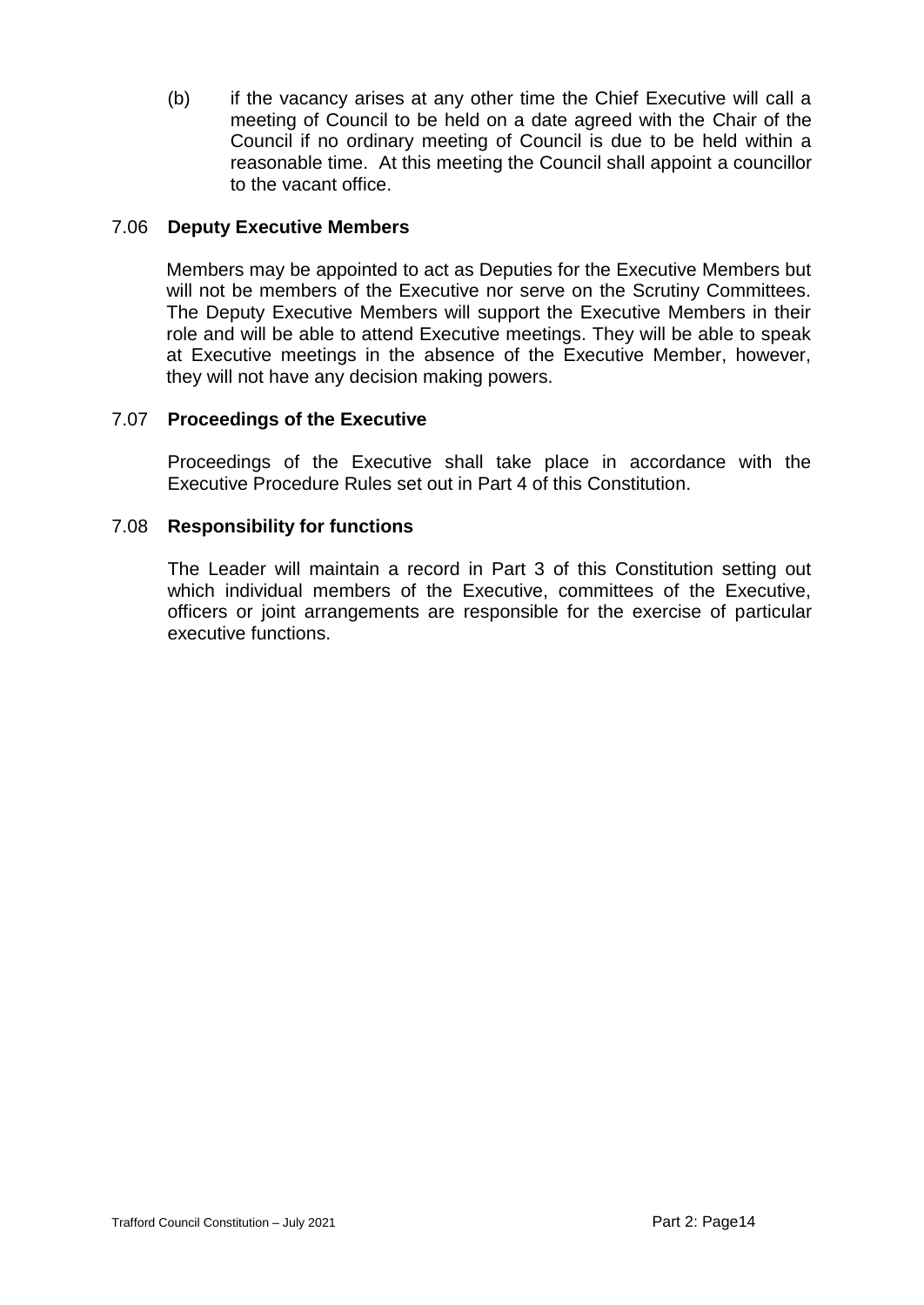(b) if the vacancy arises at any other time the Chief Executive will call a meeting of Council to be held on a date agreed with the Chair of the Council if no ordinary meeting of Council is due to be held within a reasonable time. At this meeting the Council shall appoint a councillor to the vacant office.

### 7.06 Deputy Executive Members

Members may be appointed to act as Deputies for the Executive Members but will not be members of the Executive nor serve on the Scrutiny Committees. The Deputy Executive Members will support the Executive Members in their role and will be able to attend Executive meetings. They will be able to speak at Executive meetings in the absence of the Executive Member, however, they will not have any decision making powers.

### 7.07 Proceedings of the Executive

Proceedings of the Executive shall take place in accordance with the Executive Procedure Rules set out in Part 4 of this Constitution.

### 7.08 Responsibility for functions

The Leader will maintain a record in Part 3 of this Constitution setting out which individual members of the Executive, committees of the Executive, officers or joint arrangements are responsible for the exercise of particular executive functions.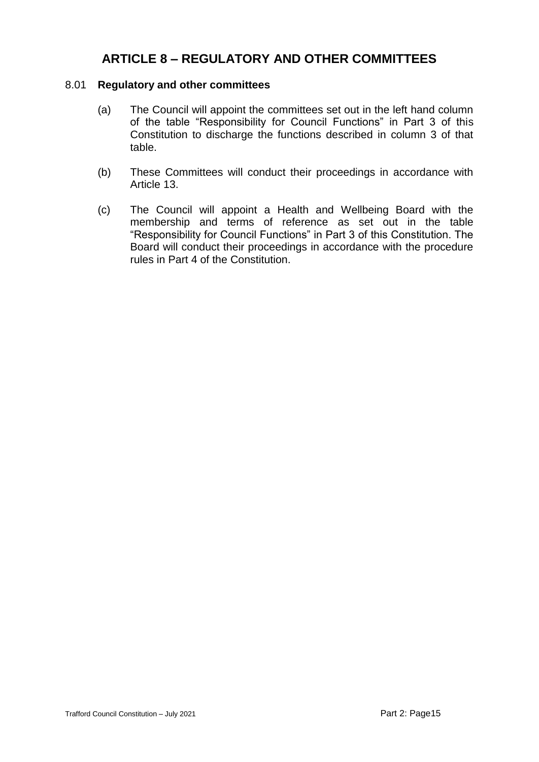# ARTICLE 8 – REGULATORY AND OTHER COMMITTEES

8.01 **Regulatory and other committees**

(a) The Council will appoint the committees set out in the left hand column of the table "Responsibility for Council Functions" in Part 3 of this Constitution to discharge the functions described in column 3 of that table.

(b) These Committees will conduct their proceedings in accordance with Article 13.

(c) The Council will appoint a Health and Wellbeing Board with the membership and terms of reference as set out in the table "Responsibility for Council Functions" in Part 3 of this Constitution. The Board will conduct their proceedings in accordance with the procedure rules in Part 4 of the Constitution.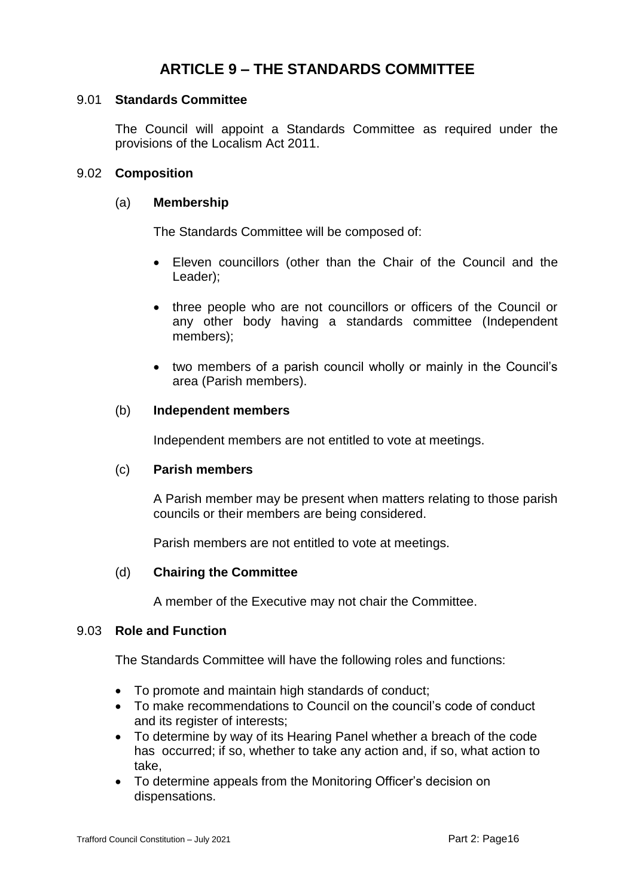# ARTICLE 9 – THE STANDARDS COMMITTEE

## 9.01 Standards Committee

The Council will appoint a Standards Committee as required under the provisions of the Localism Act 2011.

## 9.02 Composition

### (a) Membership

The Standards Committee will be composed of:

- Eleven councillors (other than the Chair of the Council and the Leader);
- three people who are not councillors or officers of the Council or any other body having a standards committee (Independent members);
- two members of a parish council wholly or mainly in the Council's area (Parish members).

### (b) Independent members

Independent members are not entitled to vote at meetings.

### (c) Parish members

A Parish member may be present when matters relating to those parish councils or their members are being considered.

Parish members are not entitled to vote at meetings.

### (d) Chairing the Committee

A member of the Executive may not chair the Committee.

## 9.03 Role and Function

The Standards Committee will have the following roles and functions:

- To promote and maintain high standards of conduct;
- To make recommendations to Council on the council's code of conduct and its register of interests;
- To determine by way of its Hearing Panel whether a breach of the code has occurred; if so, whether to take any action and, if so, what action to take,
- To determine appeals from the Monitoring Officer's decision on dispensations.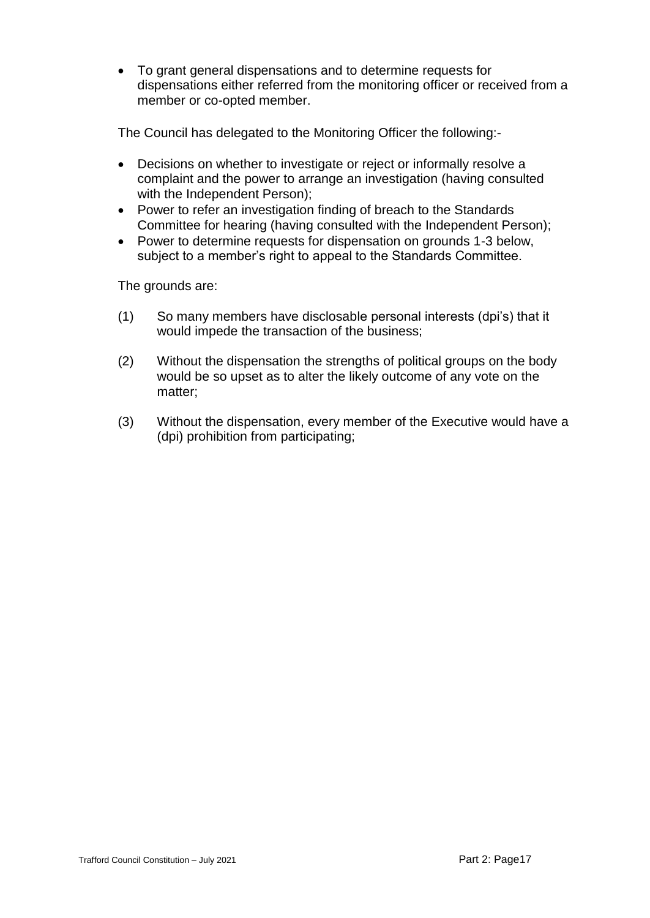- To grant general dispensations and to determine requests for dispensations either referred from the monitoring officer or received from a member or co-opted member.

The Council has delegated to the Monitoring Officer the following:-

- Decisions on whether to investigate or reject or informally resolve a complaint and the power to arrange an investigation (having consulted with the Independent Person);
- Power to refer an investigation finding of breach to the Standards Committee for hearing (having consulted with the Independent Person);
- Power to determine requests for dispensation on grounds 1-3 below, subject to a member's right to appeal to the Standards Committee.

The grounds are:

(1) So many members have disclosable personal interests (dpi's) that it would impede the transaction of the business;

(2) Without the dispensation the strengths of political groups on the body would be so upset as to alter the likely outcome of any vote on the matter;

(3) Without the dispensation, every member of the Executive would have a (dpi) prohibition from participating;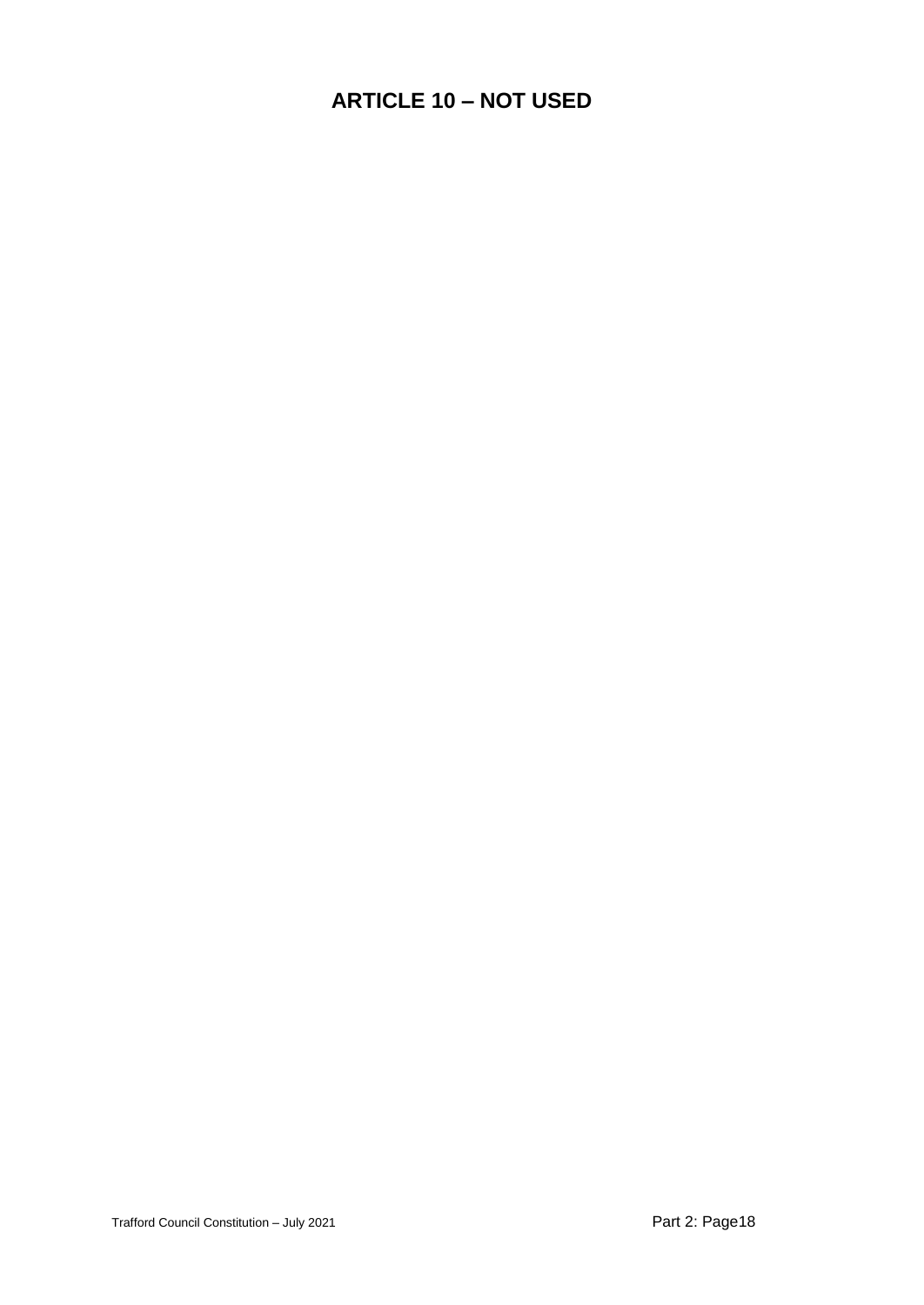# ARTICLE 10 – NOT USED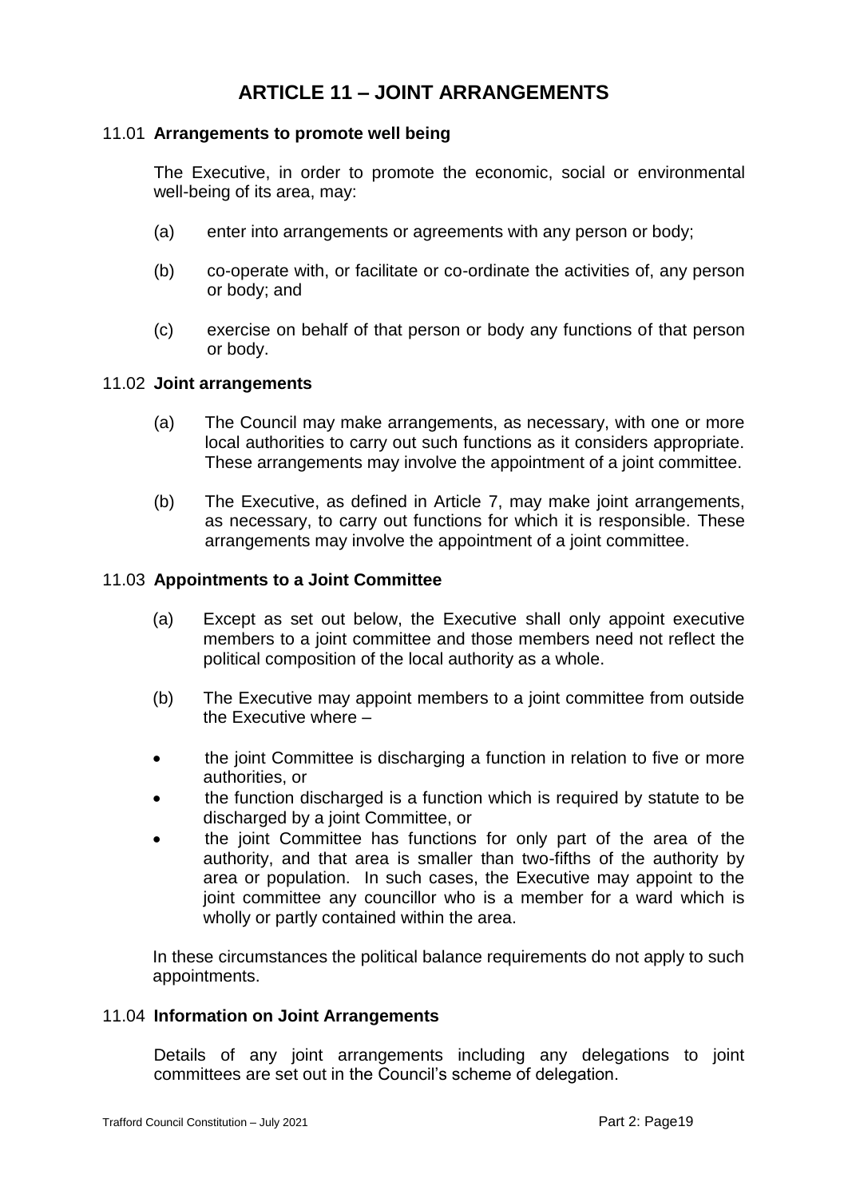# ARTICLE 11 – JOINT ARRANGEMENTS

11.01 **Arrangements to promote well being**

The Executive, in order to promote the economic, social or environmental well-being of its area, may:

(a) enter into arrangements or agreements with any person or body;

(b) co-operate with, or facilitate or co-ordinate the activities of, any person or body; and

(c) exercise on behalf of that person or body any functions of that person or body.

11.02 **Joint arrangements**

(a) The Council may make arrangements, as necessary, with one or more local authorities to carry out such functions as it considers appropriate. These arrangements may involve the appointment of a joint committee.

(b) The Executive, as defined in Article 7, may make joint arrangements, as necessary, to carry out functions for which it is responsible. These arrangements may involve the appointment of a joint committee.

11.03 **Appointments to a Joint Committee**

(a) Except as set out below, the Executive shall only appoint executive members to a joint committee and those members need not reflect the political composition of the local authority as a whole.

(b) The Executive may appoint members to a joint committee from outside the Executive where –

- the joint Committee is discharging a function in relation to five or more authorities, or
- the function discharged is a function which is required by statute to be discharged by a joint Committee, or
- the joint Committee has functions for only part of the area of the authority, and that area is smaller than two-fifths of the authority by area or population. In such cases, the Executive may appoint to the joint committee any councillor who is a member for a ward which is wholly or partly contained within the area.

In these circumstances the political balance requirements do not apply to such appointments.

11.04 **Information on Joint Arrangements**

Details of any joint arrangements including any delegations to joint committees are set out in the Council's scheme of delegation.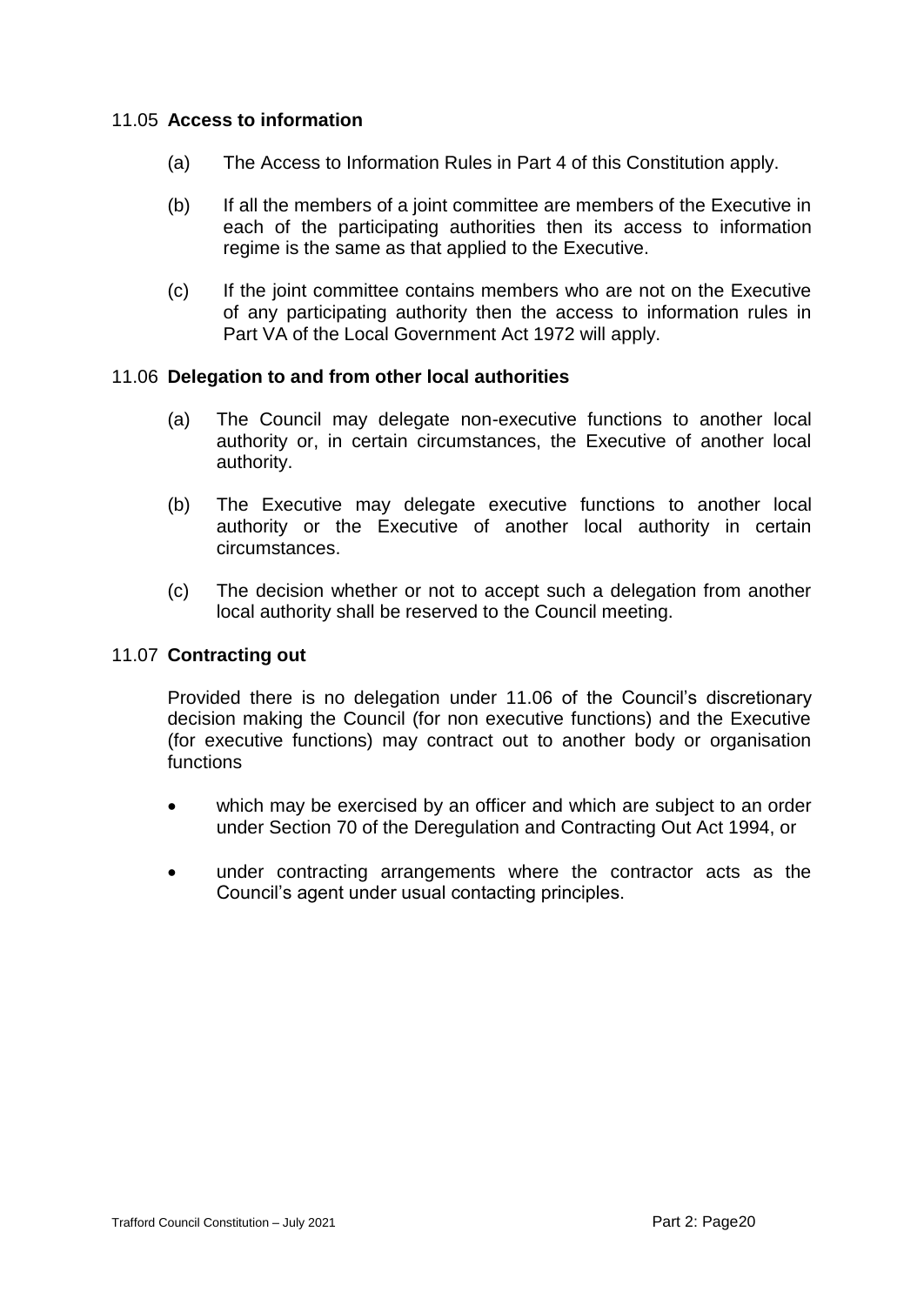### 11.05 **Access to information**

(a) The Access to Information Rules in Part 4 of this Constitution apply.

(b) If all the members of a joint committee are members of the Executive in each of the participating authorities then its access to information regime is the same as that applied to the Executive.

(c) If the joint committee contains members who are not on the Executive of any participating authority then the access to information rules in Part VA of the Local Government Act 1972 will apply.

### 11.06 **Delegation to and from other local authorities**

(a) The Council may delegate non-executive functions to another local authority or, in certain circumstances, the Executive of another local authority.

(b) The Executive may delegate executive functions to another local authority or the Executive of another local authority in certain circumstances.

(c) The decision whether or not to accept such a delegation from another local authority shall be reserved to the Council meeting.

### 11.07 **Contracting out**

Provided there is no delegation under 11.06 of the Council's discretionary decision making the Council (for non executive functions) and the Executive (for executive functions) may contract out to another body or organisation functions

- which may be exercised by an officer and which are subject to an order under Section 70 of the Deregulation and Contracting Out Act 1994, or
- under contracting arrangements where the contractor acts as the Council's agent under usual contacting principles.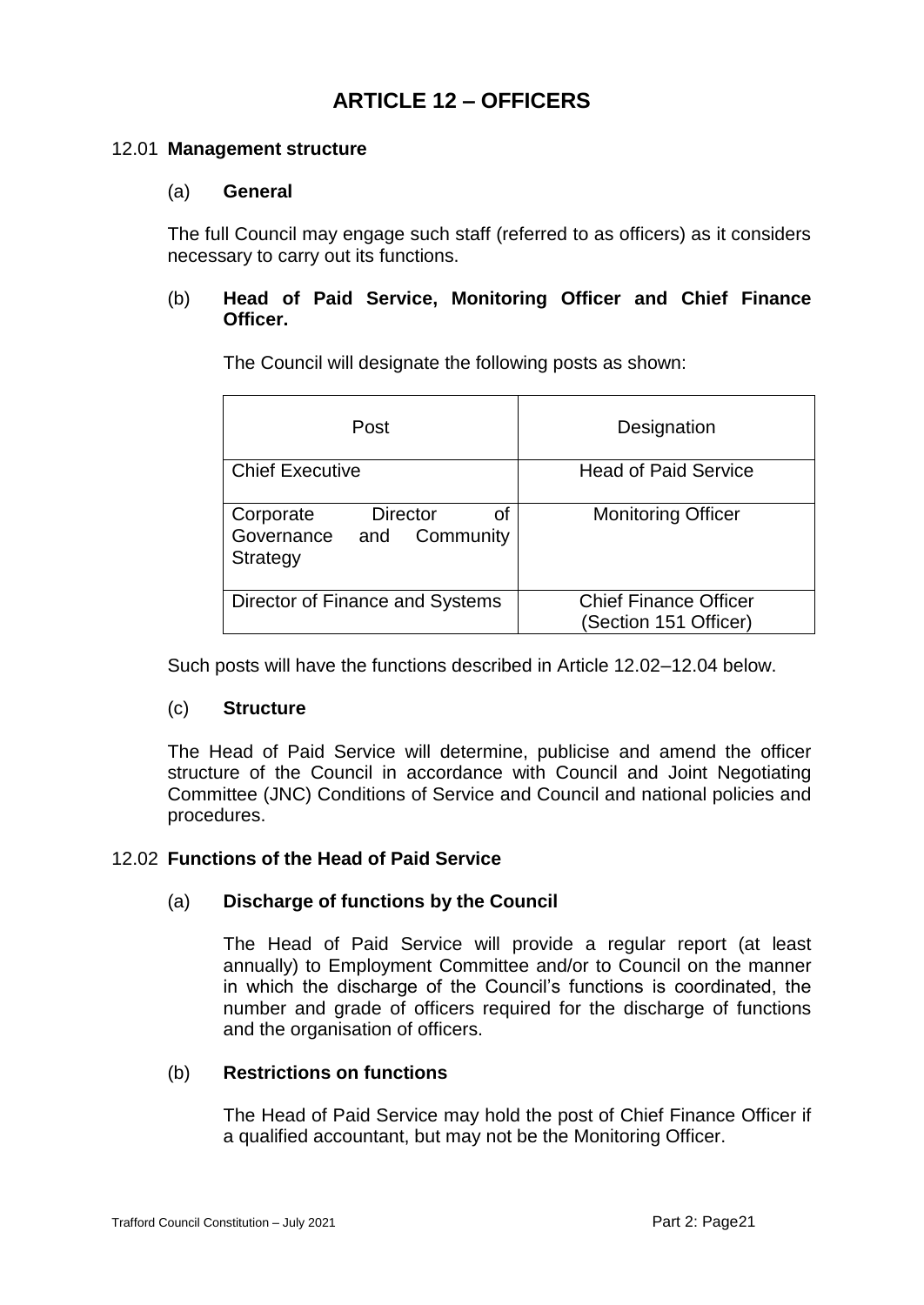# ARTICLE 12 – OFFICERS

## 12.01 Management structure

### (a) General

The full Council may engage such staff (referred to as officers) as it considers necessary to carry out its functions.

### (b) Head of Paid Service, Monitoring Officer and Chief Finance Officer.

The Council will designate the following posts as shown:

| Post | Designation |
|---|---|
| Chief Executive | Head of Paid Service |
| Corporate Director of Governance and Community Strategy | Monitoring Officer |
| Director of Finance and Systems | Chief Finance Officer (Section 151 Officer) |

Such posts will have the functions described in Article 12.02–12.04 below.

### (c) Structure

The Head of Paid Service will determine, publicise and amend the officer structure of the Council in accordance with Council and Joint Negotiating Committee (JNC) Conditions of Service and Council and national policies and procedures.

## 12.02 Functions of the Head of Paid Service

### (a) Discharge of functions by the Council

The Head of Paid Service will provide a regular report (at least annually) to Employment Committee and/or to Council on the manner in which the discharge of the Council's functions is coordinated, the number and grade of officers required for the discharge of functions and the organisation of officers.

### (b) Restrictions on functions

The Head of Paid Service may hold the post of Chief Finance Officer if a qualified accountant, but may not be the Monitoring Officer.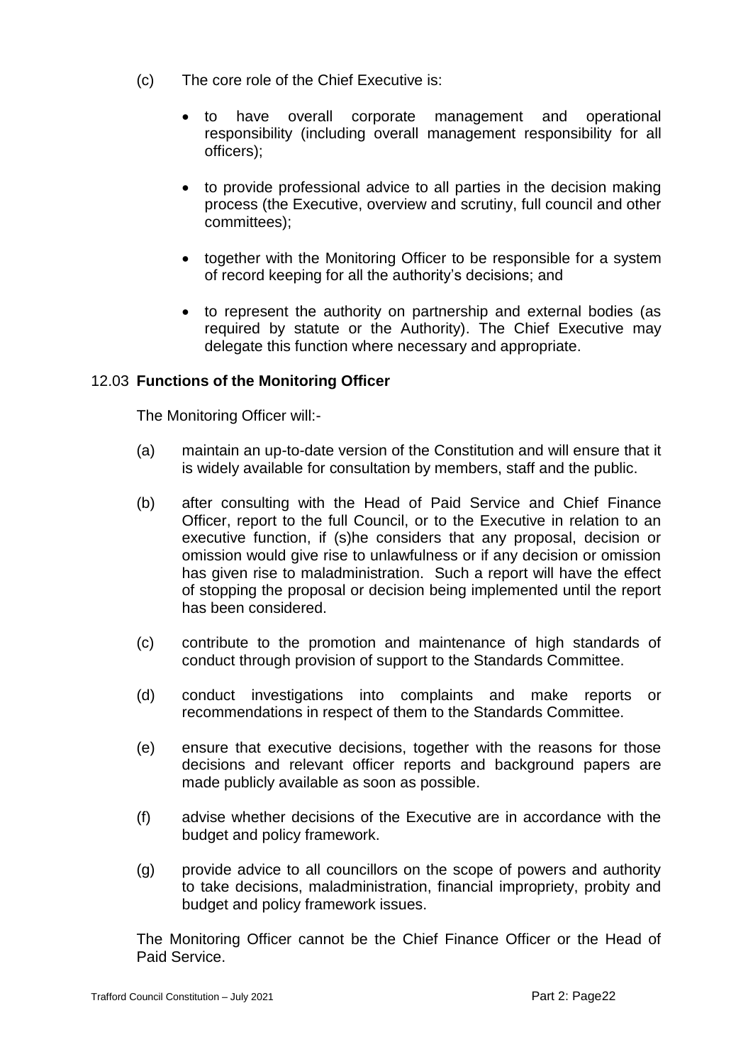(c) The core role of the Chief Executive is:

- to have overall corporate management and operational responsibility (including overall management responsibility for all officers);
- to provide professional advice to all parties in the decision making process (the Executive, overview and scrutiny, full council and other committees);
- together with the Monitoring Officer to be responsible for a system of record keeping for all the authority's decisions; and
- to represent the authority on partnership and external bodies (as required by statute or the Authority). The Chief Executive may delegate this function where necessary and appropriate.

### 12.03 Functions of the Monitoring Officer

The Monitoring Officer will:-

(a) maintain an up-to-date version of the Constitution and will ensure that it is widely available for consultation by members, staff and the public.

(b) after consulting with the Head of Paid Service and Chief Finance Officer, report to the full Council, or to the Executive in relation to an executive function, if (s)he considers that any proposal, decision or omission would give rise to unlawfulness or if any decision or omission has given rise to maladministration. Such a report will have the effect of stopping the proposal or decision being implemented until the report has been considered.

(c) contribute to the promotion and maintenance of high standards of conduct through provision of support to the Standards Committee.

(d) conduct investigations into complaints and make reports or recommendations in respect of them to the Standards Committee.

(e) ensure that executive decisions, together with the reasons for those decisions and relevant officer reports and background papers are made publicly available as soon as possible.

(f) advise whether decisions of the Executive are in accordance with the budget and policy framework.

(g) provide advice to all councillors on the scope of powers and authority to take decisions, maladministration, financial impropriety, probity and budget and policy framework issues.

The Monitoring Officer cannot be the Chief Finance Officer or the Head of Paid Service.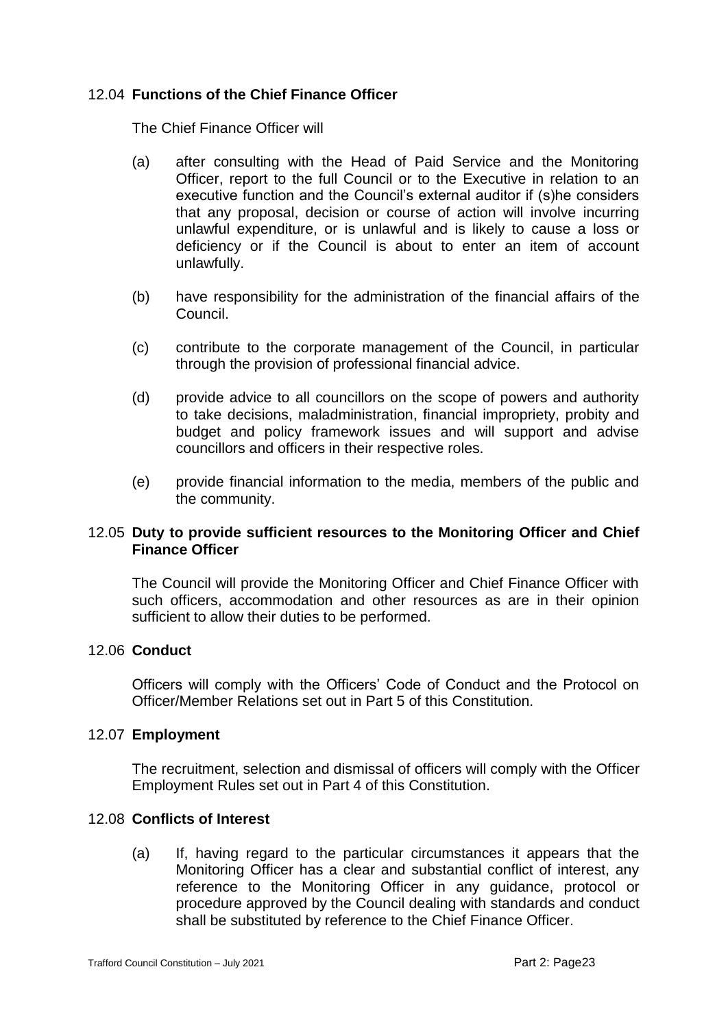### 12.04 Functions of the Chief Finance Officer

The Chief Finance Officer will

(a) after consulting with the Head of Paid Service and the Monitoring Officer, report to the full Council or to the Executive in relation to an executive function and the Council's external auditor if (s)he considers that any proposal, decision or course of action will involve incurring unlawful expenditure, or is unlawful and is likely to cause a loss or deficiency or if the Council is about to enter an item of account unlawfully.

(b) have responsibility for the administration of the financial affairs of the Council.

(c) contribute to the corporate management of the Council, in particular through the provision of professional financial advice.

(d) provide advice to all councillors on the scope of powers and authority to take decisions, maladministration, financial impropriety, probity and budget and policy framework issues and will support and advise councillors and officers in their respective roles.

(e) provide financial information to the media, members of the public and the community.

### 12.05 Duty to provide sufficient resources to the Monitoring Officer and Chief Finance Officer

The Council will provide the Monitoring Officer and Chief Finance Officer with such officers, accommodation and other resources as are in their opinion sufficient to allow their duties to be performed.

### 12.06 Conduct

Officers will comply with the Officers' Code of Conduct and the Protocol on Officer/Member Relations set out in Part 5 of this Constitution.

### 12.07 Employment

The recruitment, selection and dismissal of officers will comply with the Officer Employment Rules set out in Part 4 of this Constitution.

### 12.08 Conflicts of Interest

(a) If, having regard to the particular circumstances it appears that the Monitoring Officer has a clear and substantial conflict of interest, any reference to the Monitoring Officer in any guidance, protocol or procedure approved by the Council dealing with standards and conduct shall be substituted by reference to the Chief Finance Officer.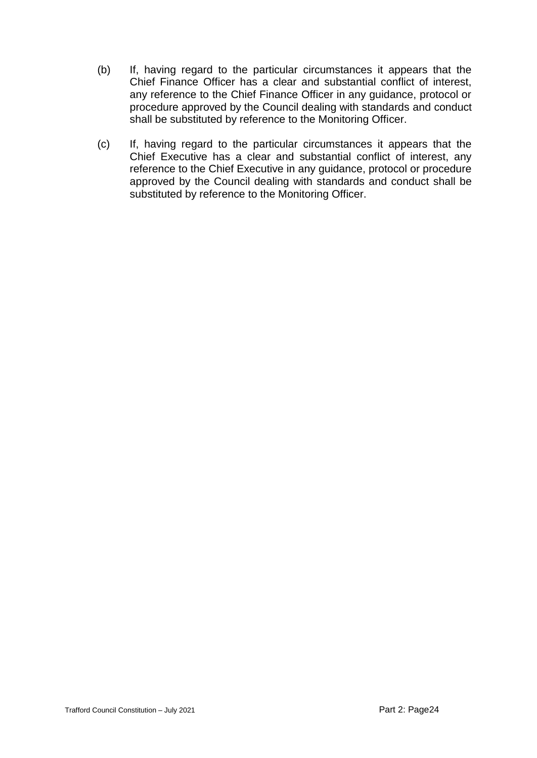(b) If, having regard to the particular circumstances it appears that the Chief Finance Officer has a clear and substantial conflict of interest, any reference to the Chief Finance Officer in any guidance, protocol or procedure approved by the Council dealing with standards and conduct shall be substituted by reference to the Monitoring Officer.

(c) If, having regard to the particular circumstances it appears that the Chief Executive has a clear and substantial conflict of interest, any reference to the Chief Executive in any guidance, protocol or procedure approved by the Council dealing with standards and conduct shall be substituted by reference to the Monitoring Officer.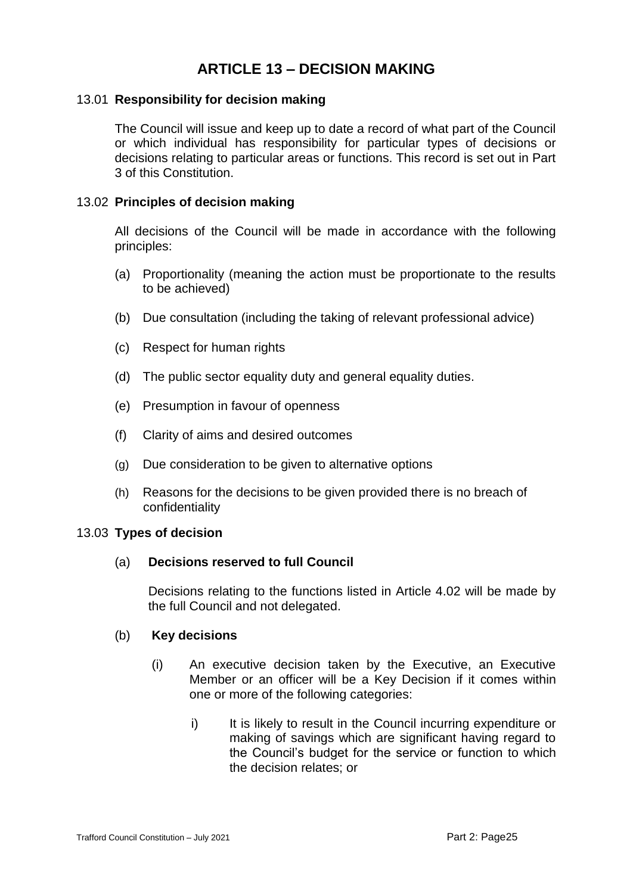# ARTICLE 13 – DECISION MAKING

## 13.01 Responsibility for decision making

The Council will issue and keep up to date a record of what part of the Council or which individual has responsibility for particular types of decisions or decisions relating to particular areas or functions. This record is set out in Part 3 of this Constitution.

## 13.02 Principles of decision making

All decisions of the Council will be made in accordance with the following principles:

(a) Proportionality (meaning the action must be proportionate to the results to be achieved)

(b) Due consultation (including the taking of relevant professional advice)

(c) Respect for human rights

(d) The public sector equality duty and general equality duties.

(e) Presumption in favour of openness

(f) Clarity of aims and desired outcomes

(g) Due consideration to be given to alternative options

(h) Reasons for the decisions to be given provided there is no breach of confidentiality

## 13.03 Types of decision

### (a) Decisions reserved to full Council

Decisions relating to the functions listed in Article 4.02 will be made by the full Council and not delegated.

### (b) Key decisions

(i) An executive decision taken by the Executive, an Executive Member or an officer will be a Key Decision if it comes within one or more of the following categories:

i) It is likely to result in the Council incurring expenditure or making of savings which are significant having regard to the Council's budget for the service or function to which the decision relates; or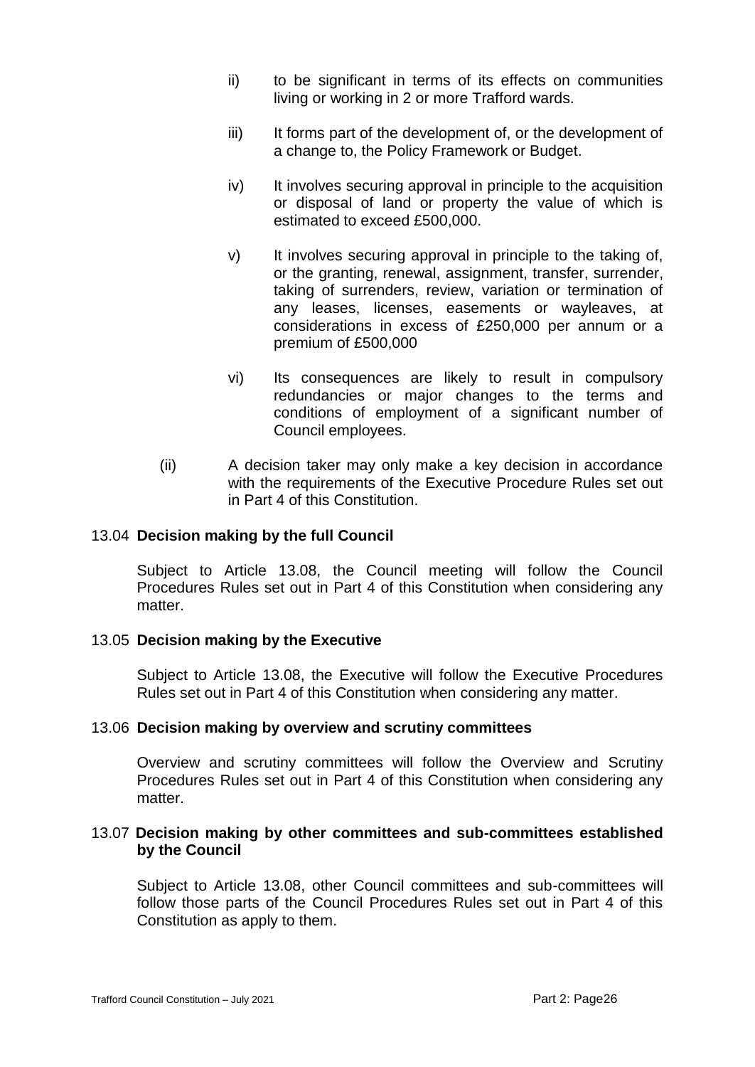ii) to be significant in terms of its effects on communities living or working in 2 or more Trafford wards.

iii) It forms part of the development of, or the development of a change to, the Policy Framework or Budget.

iv) It involves securing approval in principle to the acquisition or disposal of land or property the value of which is estimated to exceed £500,000.

v) It involves securing approval in principle to the taking of, or the granting, renewal, assignment, transfer, surrender, taking of surrenders, review, variation or termination of any leases, licenses, easements or wayleaves, at considerations in excess of £250,000 per annum or a premium of £500,000

vi) Its consequences are likely to result in compulsory redundancies or major changes to the terms and conditions of employment of a significant number of Council employees.

(ii) A decision taker may only make a key decision in accordance with the requirements of the Executive Procedure Rules set out in Part 4 of this Constitution.

### 13.04 Decision making by the full Council

Subject to Article 13.08, the Council meeting will follow the Council Procedures Rules set out in Part 4 of this Constitution when considering any matter.

### 13.05 Decision making by the Executive

Subject to Article 13.08, the Executive will follow the Executive Procedures Rules set out in Part 4 of this Constitution when considering any matter.

### 13.06 Decision making by overview and scrutiny committees

Overview and scrutiny committees will follow the Overview and Scrutiny Procedures Rules set out in Part 4 of this Constitution when considering any matter.

### 13.07 Decision making by other committees and sub-committees established by the Council

Subject to Article 13.08, other Council committees and sub-committees will follow those parts of the Council Procedures Rules set out in Part 4 of this Constitution as apply to them.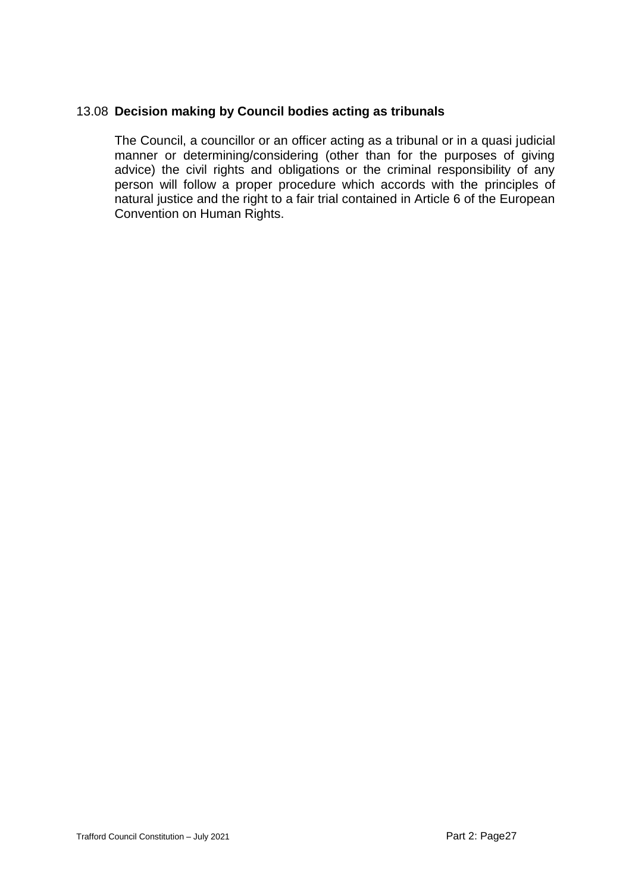### 13.08 Decision making by Council bodies acting as tribunals

The Council, a councillor or an officer acting as a tribunal or in a quasi judicial manner or determining/considering (other than for the purposes of giving advice) the civil rights and obligations or the criminal responsibility of any person will follow a proper procedure which accords with the principles of natural justice and the right to a fair trial contained in Article 6 of the European Convention on Human Rights.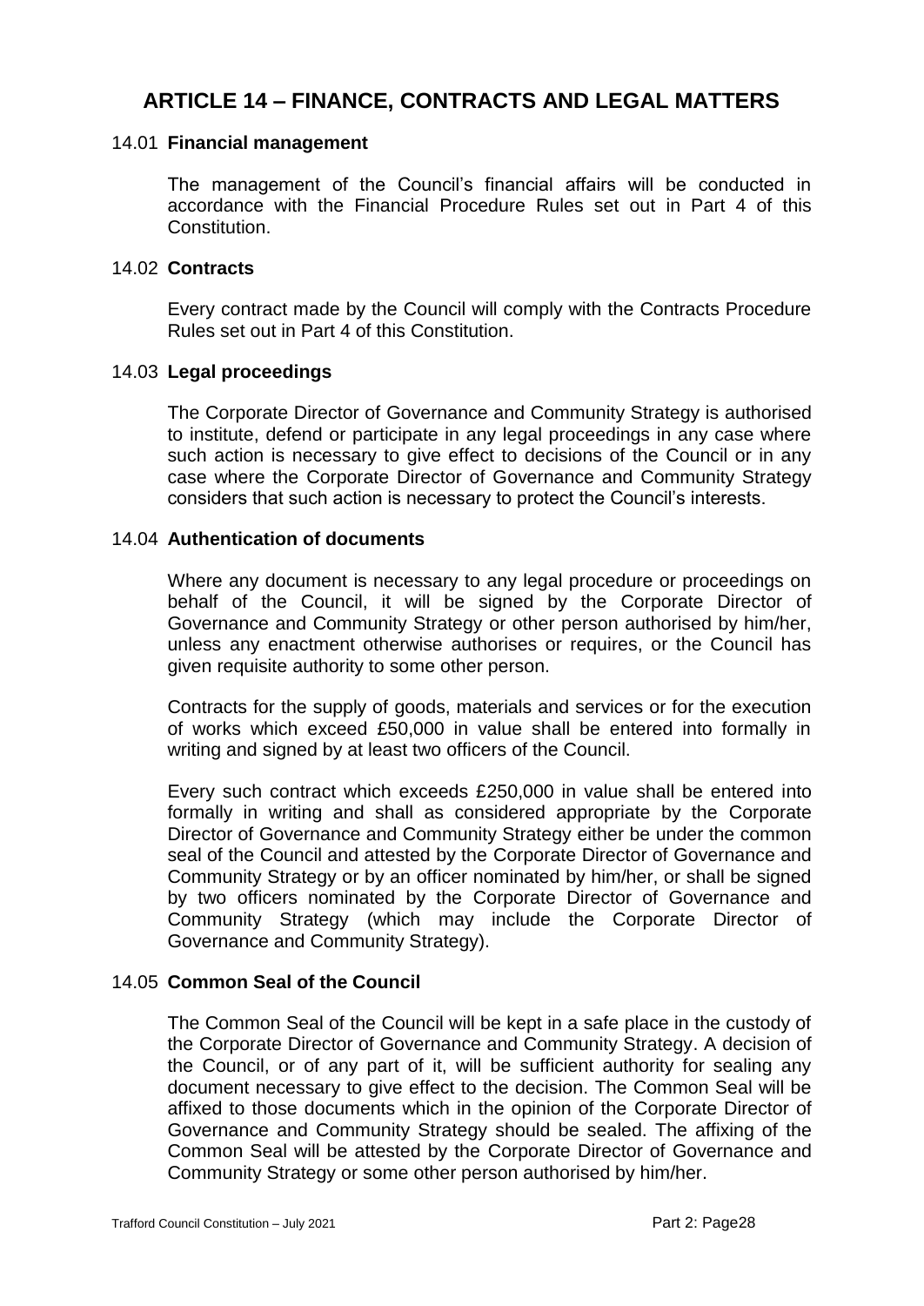# ARTICLE 14 – FINANCE, CONTRACTS AND LEGAL MATTERS

## 14.01 **Financial management**

The management of the Council's financial affairs will be conducted in accordance with the Financial Procedure Rules set out in Part 4 of this Constitution.

## 14.02 **Contracts**

Every contract made by the Council will comply with the Contracts Procedure Rules set out in Part 4 of this Constitution.

## 14.03 **Legal proceedings**

The Corporate Director of Governance and Community Strategy is authorised to institute, defend or participate in any legal proceedings in any case where such action is necessary to give effect to decisions of the Council or in any case where the Corporate Director of Governance and Community Strategy considers that such action is necessary to protect the Council's interests.

## 14.04 **Authentication of documents**

Where any document is necessary to any legal procedure or proceedings on behalf of the Council, it will be signed by the Corporate Director of Governance and Community Strategy or other person authorised by him/her, unless any enactment otherwise authorises or requires, or the Council has given requisite authority to some other person.

Contracts for the supply of goods, materials and services or for the execution of works which exceed £50,000 in value shall be entered into formally in writing and signed by at least two officers of the Council.

Every such contract which exceeds £250,000 in value shall be entered into formally in writing and shall as considered appropriate by the Corporate Director of Governance and Community Strategy either be under the common seal of the Council and attested by the Corporate Director of Governance and Community Strategy or by an officer nominated by him/her, or shall be signed by two officers nominated by the Corporate Director of Governance and Community Strategy (which may include the Corporate Director of Governance and Community Strategy).

## 14.05 **Common Seal of the Council**

The Common Seal of the Council will be kept in a safe place in the custody of the Corporate Director of Governance and Community Strategy. A decision of the Council, or of any part of it, will be sufficient authority for sealing any document necessary to give effect to the decision. The Common Seal will be affixed to those documents which in the opinion of the Corporate Director of Governance and Community Strategy should be sealed. The affixing of the Common Seal will be attested by the Corporate Director of Governance and Community Strategy or some other person authorised by him/her.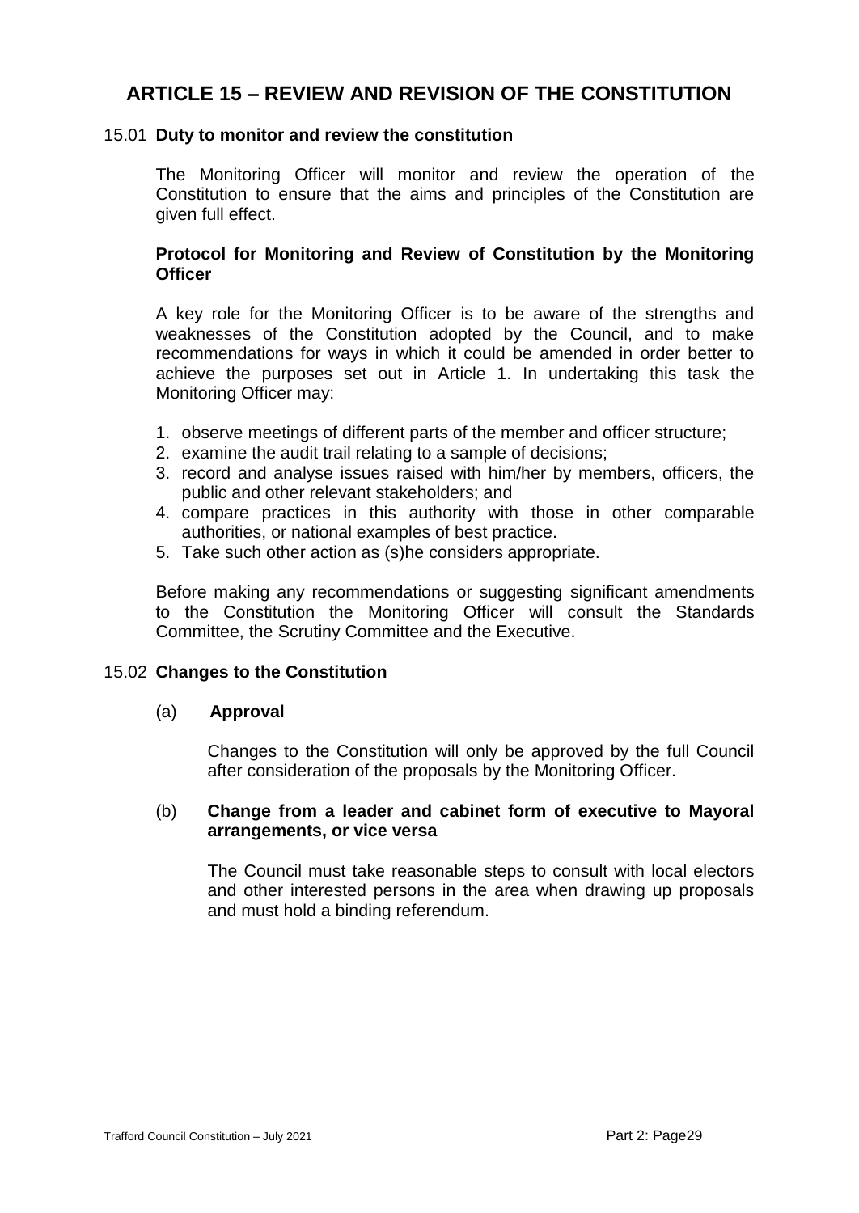# ARTICLE 15 – REVIEW AND REVISION OF THE CONSTITUTION

## 15.01 Duty to monitor and review the constitution

The Monitoring Officer will monitor and review the operation of the Constitution to ensure that the aims and principles of the Constitution are given full effect.

### Protocol for Monitoring and Review of Constitution by the Monitoring Officer

A key role for the Monitoring Officer is to be aware of the strengths and weaknesses of the Constitution adopted by the Council, and to make recommendations for ways in which it could be amended in order better to achieve the purposes set out in Article 1. In undertaking this task the Monitoring Officer may:

1. observe meetings of different parts of the member and officer structure;
2. examine the audit trail relating to a sample of decisions;
3. record and analyse issues raised with him/her by members, officers, the public and other relevant stakeholders; and
4. compare practices in this authority with those in other comparable authorities, or national examples of best practice.
5. Take such other action as (s)he considers appropriate.

Before making any recommendations or suggesting significant amendments to the Constitution the Monitoring Officer will consult the Standards Committee, the Scrutiny Committee and the Executive.

## 15.02 Changes to the Constitution

### (a) Approval

Changes to the Constitution will only be approved by the full Council after consideration of the proposals by the Monitoring Officer.

### (b) Change from a leader and cabinet form of executive to Mayoral arrangements, or vice versa

The Council must take reasonable steps to consult with local electors and other interested persons in the area when drawing up proposals and must hold a binding referendum.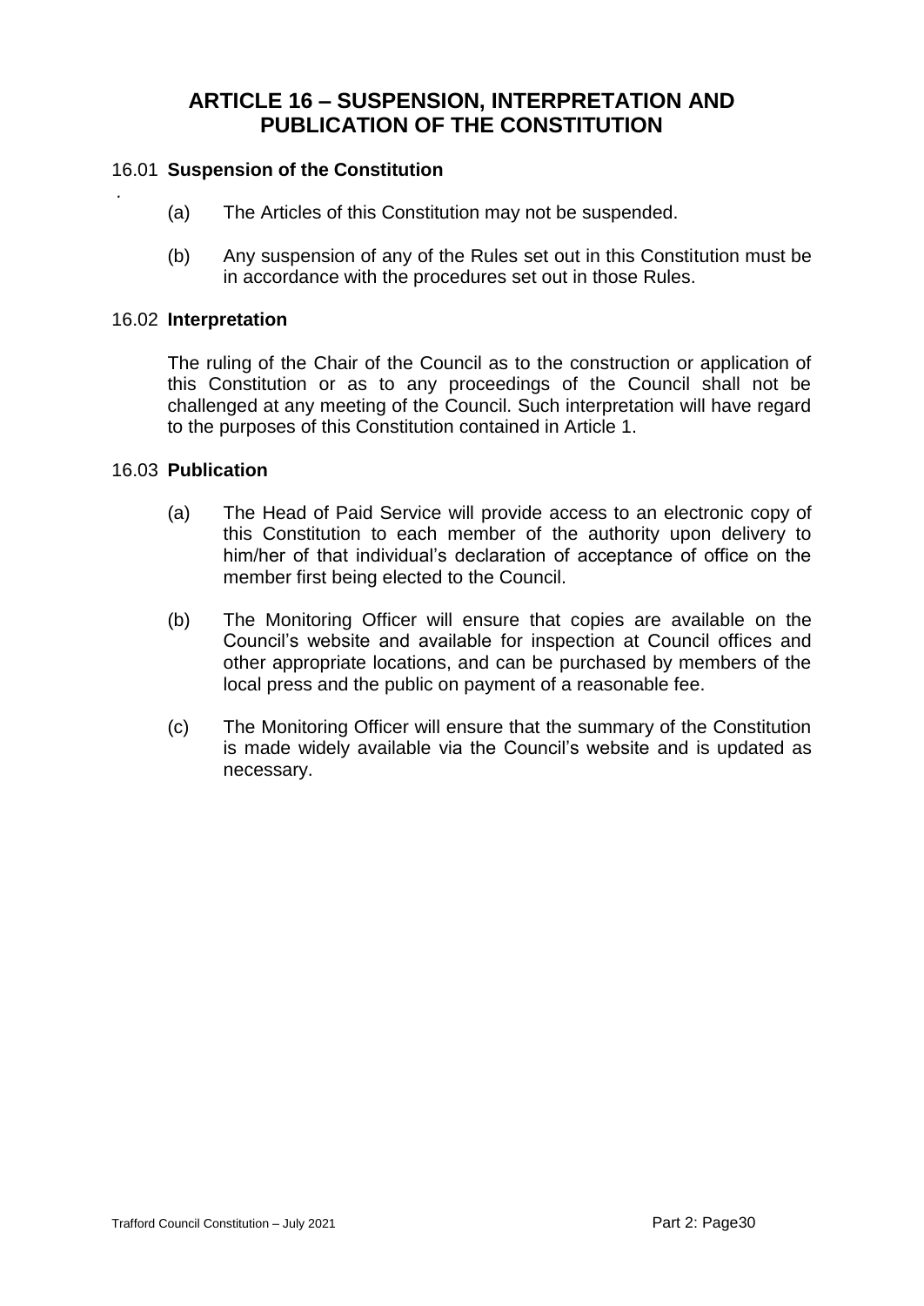# ARTICLE 16 – SUSPENSION, INTERPRETATION AND PUBLICATION OF THE CONSTITUTION

## 16.01 Suspension of the Constitution

(a) The Articles of this Constitution may not be suspended.

(b) Any suspension of any of the Rules set out in this Constitution must be in accordance with the procedures set out in those Rules.

## 16.02 Interpretation

The ruling of the Chair of the Council as to the construction or application of this Constitution or as to any proceedings of the Council shall not be challenged at any meeting of the Council. Such interpretation will have regard to the purposes of this Constitution contained in Article 1.

## 16.03 Publication

(a) The Head of Paid Service will provide access to an electronic copy of this Constitution to each member of the authority upon delivery to him/her of that individual's declaration of acceptance of office on the member first being elected to the Council.

(b) The Monitoring Officer will ensure that copies are available on the Council's website and available for inspection at Council offices and other appropriate locations, and can be purchased by members of the local press and the public on payment of a reasonable fee.

(c) The Monitoring Officer will ensure that the summary of the Constitution is made widely available via the Council's website and is updated as necessary.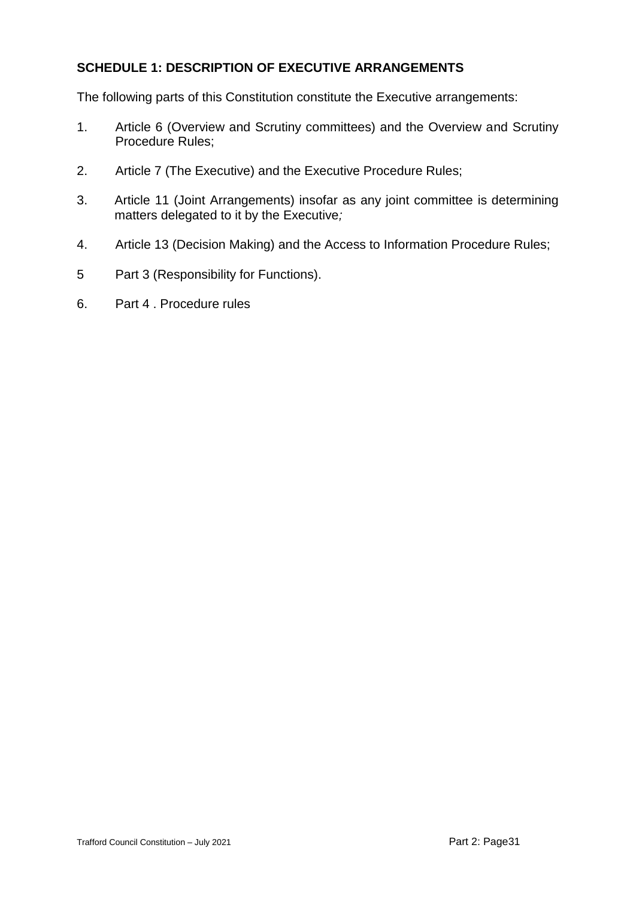## SCHEDULE 1: DESCRIPTION OF EXECUTIVE ARRANGEMENTS

The following parts of this Constitution constitute the Executive arrangements:

1. Article 6 (Overview and Scrutiny committees) and the Overview and Scrutiny Procedure Rules;

2. Article 7 (The Executive) and the Executive Procedure Rules;

3. Article 11 (Joint Arrangements) insofar as any joint committee is determining matters delegated to it by the Executive*;*

4. Article 13 (Decision Making) and the Access to Information Procedure Rules;

5 Part 3 (Responsibility for Functions).

6. Part 4 . Procedure rules